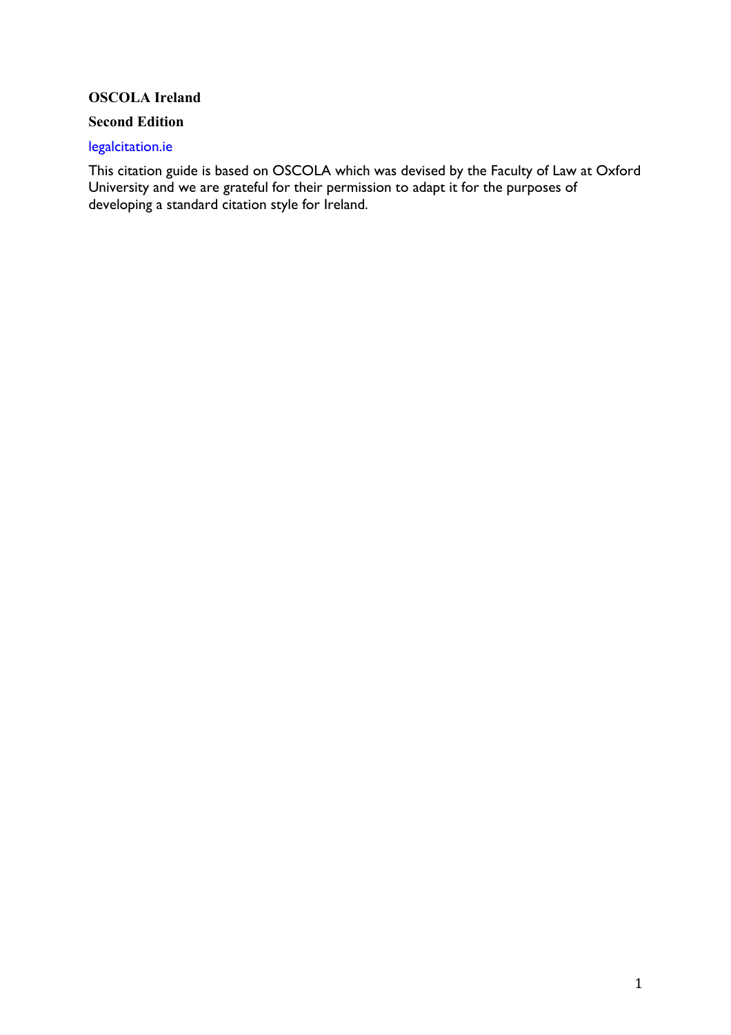**OSCOLA Ireland**

**Second Edition**

legalcitation.ie

This citation guide is based on OSCOLA which was devised by the Faculty of Law at Oxford University and we are grateful for their permission to adapt it for the purposes of developing a standard citation style for Ireland.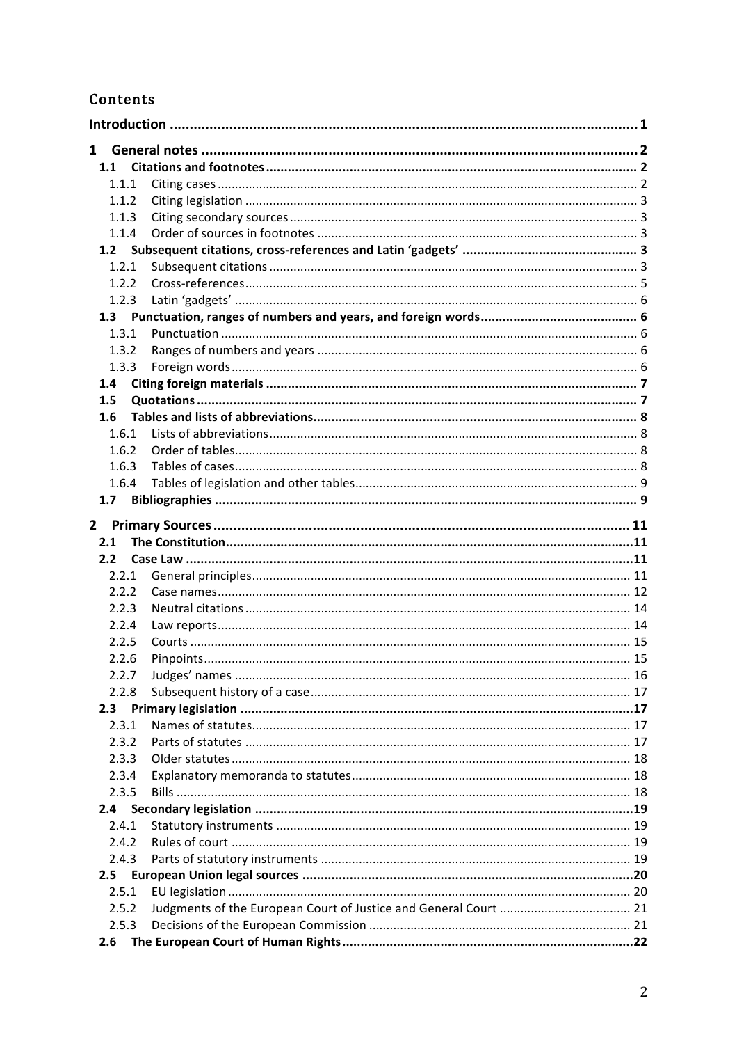## Contents

**Introduction** ..... **1**

**1 General notes** ..... **2**

- **1.1 Citations and footnotes** ..... **2**
  - 1.1.1 Citing cases ..... 2
  - 1.1.2 Citing legislation ..... 3
  - 1.1.3 Citing secondary sources ..... 3
  - 1.1.4 Order of sources in footnotes ..... 3
- **1.2 Subsequent citations, cross-references and Latin 'gadgets'** ..... **3**
  - 1.2.1 Subsequent citations ..... 3
  - 1.2.2 Cross-references ..... 5
  - 1.2.3 Latin 'gadgets' ..... 6
- **1.3 Punctuation, ranges of numbers and years, and foreign words** ..... **6**
  - 1.3.1 Punctuation ..... 6
  - 1.3.2 Ranges of numbers and years ..... 6
  - 1.3.3 Foreign words ..... 6
- **1.4 Citing foreign materials** ..... **7**
- **1.5 Quotations** ..... **7**
- **1.6 Tables and lists of abbreviations** ..... **8**
  - 1.6.1 Lists of abbreviations ..... 8
  - 1.6.2 Order of tables ..... 8
  - 1.6.3 Tables of cases ..... 8
  - 1.6.4 Tables of legislation and other tables ..... 9
- **1.7 Bibliographies** ..... **9**

**2 Primary Sources** ..... **11**

- **2.1 The Constitution** ..... **11**
- **2.2 Case Law** ..... **11**
  - 2.2.1 General principles ..... 11
  - 2.2.2 Case names ..... 12
  - 2.2.3 Neutral citations ..... 14
  - 2.2.4 Law reports ..... 14
  - 2.2.5 Courts ..... 15
  - 2.2.6 Pinpoints ..... 15
  - 2.2.7 Judges' names ..... 16
  - 2.2.8 Subsequent history of a case ..... 17
- **2.3 Primary legislation** ..... **17**
  - 2.3.1 Names of statutes ..... 17
  - 2.3.2 Parts of statutes ..... 17
  - 2.3.3 Older statutes ..... 18
  - 2.3.4 Explanatory memoranda to statutes ..... 18
  - 2.3.5 Bills ..... 18
- **2.4 Secondary legislation** ..... **19**
  - 2.4.1 Statutory instruments ..... 19
  - 2.4.2 Rules of court ..... 19
  - 2.4.3 Parts of statutory instruments ..... 19
- **2.5 European Union legal sources** ..... **20**
  - 2.5.1 EU legislation ..... 20
  - 2.5.2 Judgments of the European Court of Justice and General Court ..... 21
  - 2.5.3 Decisions of the European Commission ..... 21
- **2.6 The European Court of Human Rights** ..... **22**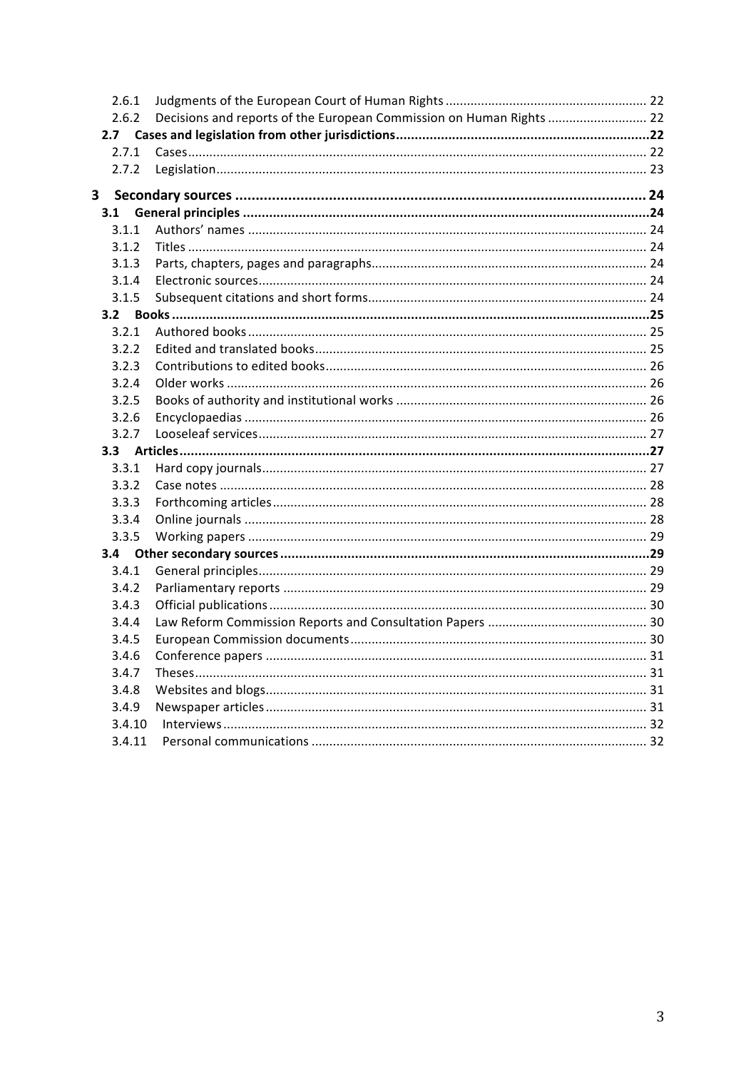- 2.6.1 Judgments of the European Court of Human Rights ........................................................ 22
- 2.6.2 Decisions and reports of the European Commission on Human Rights ........................... 22

**2.7 Cases and legislation from other jurisdictions ....................................................................22**

- 2.7.1 Cases ................................................................................................................................ 22
- 2.7.2 Legislation ........................................................................................................................ 23

**3 Secondary sources ....................................................................................................... 24**

**3.1 General principles ..............................................................................................................24**

- 3.1.1 Authors' names ............................................................................................................... 24
- 3.1.2 Titles ................................................................................................................................ 24
- 3.1.3 Parts, chapters, pages and paragraphs............................................................................. 24
- 3.1.4 Electronic sources............................................................................................................ 24
- 3.1.5 Subsequent citations and short forms.............................................................................. 24

**3.2 Books ..................................................................................................................................25**

- 3.2.1 Authored books ............................................................................................................... 25
- 3.2.2 Edited and translated books ............................................................................................ 25
- 3.2.3 Contributions to edited books .......................................................................................... 26
- 3.2.4 Older works ..................................................................................................................... 26
- 3.2.5 Books of authority and institutional works ...................................................................... 26
- 3.2.6 Encyclopaedias ................................................................................................................ 26
- 3.2.7 Looseleaf services ............................................................................................................ 27

**3.3 Articles ................................................................................................................................27**

- 3.3.1 Hard copy journals ........................................................................................................... 27
- 3.3.2 Case notes ....................................................................................................................... 28
- 3.3.3 Forthcoming articles ........................................................................................................ 28
- 3.3.4 Online journals ................................................................................................................ 28
- 3.3.5 Working papers ............................................................................................................... 29

**3.4 Other secondary sources ....................................................................................................29**

- 3.4.1 General principles............................................................................................................ 29
- 3.4.2 Parliamentary reports ...................................................................................................... 29
- 3.4.3 Official publications ......................................................................................................... 30
- 3.4.4 Law Reform Commission Reports and Consultation Papers ............................................ 30
- 3.4.5 European Commission documents .................................................................................. 30
- 3.4.6 Conference papers ........................................................................................................... 31
- 3.4.7 Theses .............................................................................................................................. 31
- 3.4.8 Websites and blogs .......................................................................................................... 31
- 3.4.9 Newspaper articles .......................................................................................................... 31
- 3.4.10 Interviews ...................................................................................................................... 32
- 3.4.11 Personal communications ............................................................................................. 32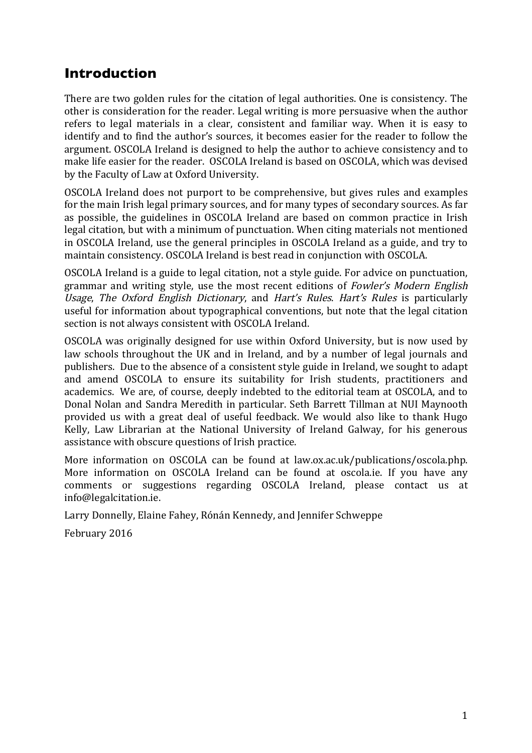## Introduction

There are two golden rules for the citation of legal authorities. One is consistency. The other is consideration for the reader. Legal writing is more persuasive when the author refers to legal materials in a clear, consistent and familiar way. When it is easy to identify and to find the author's sources, it becomes easier for the reader to follow the argument. OSCOLA Ireland is designed to help the author to achieve consistency and to make life easier for the reader. OSCOLA Ireland is based on OSCOLA, which was devised by the Faculty of Law at Oxford University.

OSCOLA Ireland does not purport to be comprehensive, but gives rules and examples for the main Irish legal primary sources, and for many types of secondary sources. As far as possible, the guidelines in OSCOLA Ireland are based on common practice in Irish legal citation, but with a minimum of punctuation. When citing materials not mentioned in OSCOLA Ireland, use the general principles in OSCOLA Ireland as a guide, and try to maintain consistency. OSCOLA Ireland is best read in conjunction with OSCOLA.

OSCOLA Ireland is a guide to legal citation, not a style guide. For advice on punctuation, grammar and writing style, use the most recent editions of *Fowler's Modern English Usage*, *The Oxford English Dictionary*, and *Hart's Rules*. *Hart's Rules* is particularly useful for information about typographical conventions, but note that the legal citation section is not always consistent with OSCOLA Ireland.

OSCOLA was originally designed for use within Oxford University, but is now used by law schools throughout the UK and in Ireland, and by a number of legal journals and publishers. Due to the absence of a consistent style guide in Ireland, we sought to adapt and amend OSCOLA to ensure its suitability for Irish students, practitioners and academics. We are, of course, deeply indebted to the editorial team at OSCOLA, and to Donal Nolan and Sandra Meredith in particular. Seth Barrett Tillman at NUI Maynooth provided us with a great deal of useful feedback. We would also like to thank Hugo Kelly, Law Librarian at the National University of Ireland Galway, for his generous assistance with obscure questions of Irish practice.

More information on OSCOLA can be found at law.ox.ac.uk/publications/oscola.php. More information on OSCOLA Ireland can be found at oscola.ie. If you have any comments or suggestions regarding OSCOLA Ireland, please contact us at info@legalcitation.ie.

Larry Donnelly, Elaine Fahey, Rónán Kennedy, and Jennifer Schweppe

February 2016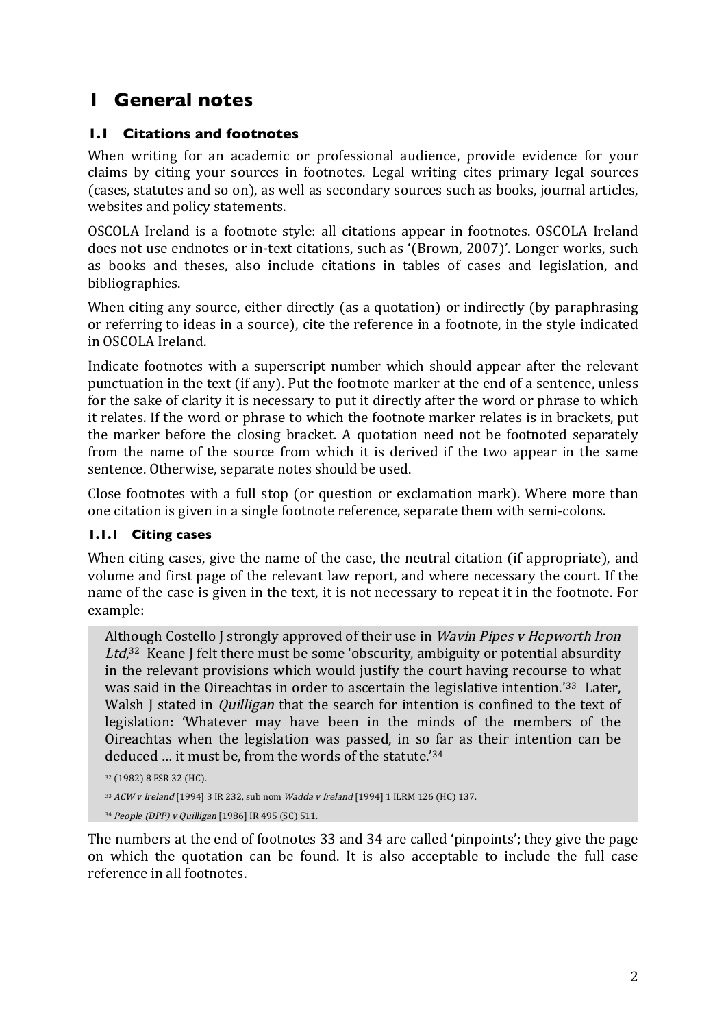# 1 General notes

## 1.1 Citations and footnotes

When writing for an academic or professional audience, provide evidence for your claims by citing your sources in footnotes. Legal writing cites primary legal sources (cases, statutes and so on), as well as secondary sources such as books, journal articles, websites and policy statements.

OSCOLA Ireland is a footnote style: all citations appear in footnotes. OSCOLA Ireland does not use endnotes or in-text citations, such as '(Brown, 2007)'. Longer works, such as books and theses, also include citations in tables of cases and legislation, and bibliographies.

When citing any source, either directly (as a quotation) or indirectly (by paraphrasing or referring to ideas in a source), cite the reference in a footnote, in the style indicated in OSCOLA Ireland.

Indicate footnotes with a superscript number which should appear after the relevant punctuation in the text (if any). Put the footnote marker at the end of a sentence, unless for the sake of clarity it is necessary to put it directly after the word or phrase to which it relates. If the word or phrase to which the footnote marker relates is in brackets, put the marker before the closing bracket. A quotation need not be footnoted separately from the name of the source from which it is derived if the two appear in the same sentence. Otherwise, separate notes should be used.

Close footnotes with a full stop (or question or exclamation mark). Where more than one citation is given in a single footnote reference, separate them with semi-colons.

### 1.1.1 Citing cases

When citing cases, give the name of the case, the neutral citation (if appropriate), and volume and first page of the relevant law report, and where necessary the court. If the name of the case is given in the text, it is not necessary to repeat it in the footnote. For example:

> Although Costello J strongly approved of their use in *Wavin Pipes v Hepworth Iron Ltd*,[32] Keane J felt there must be some 'obscurity, ambiguity or potential absurdity in the relevant provisions which would justify the court having recourse to what was said in the Oireachtas in order to ascertain the legislative intention.'[33] Later, Walsh J stated in *Quilligan* that the search for intention is confined to the text of legislation: 'Whatever may have been in the minds of the members of the Oireachtas when the legislation was passed, in so far as their intention can be deduced … it must be, from the words of the statute.'[34]
>
> [32] (1982) 8 FSR 32 (HC).
>
> [33] *ACW v Ireland* [1994] 3 IR 232, sub nom *Wadda v Ireland* [1994] 1 ILRM 126 (HC) 137.
>
> [34] *People (DPP) v Quilligan* [1986] IR 495 (SC) 511.

The numbers at the end of footnotes 33 and 34 are called 'pinpoints'; they give the page on which the quotation can be found. It is also acceptable to include the full case reference in all footnotes.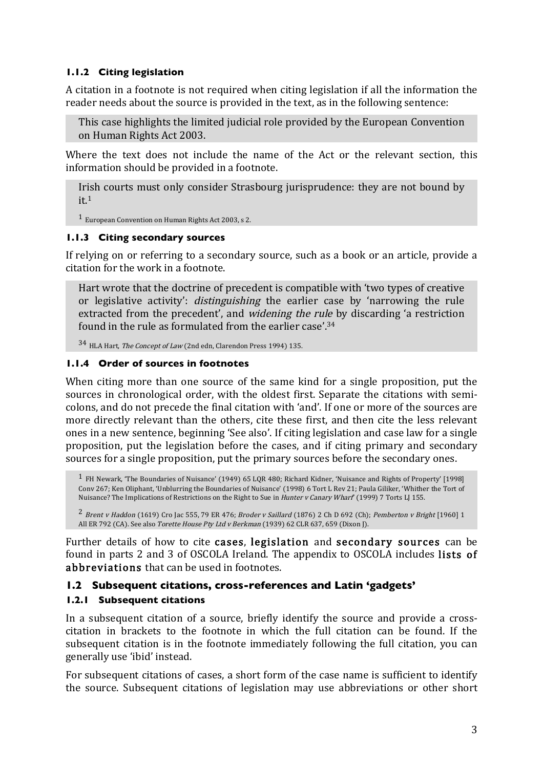### 1.1.2 Citing legislation

A citation in a footnote is not required when citing legislation if all the information the reader needs about the source is provided in the text, as in the following sentence:

> This case highlights the limited judicial role provided by the European Convention on Human Rights Act 2003.

Where the text does not include the name of the Act or the relevant section, this information should be provided in a footnote.

> Irish courts must only consider Strasbourg jurisprudence: they are not bound by it.[1]
>
> [1] European Convention on Human Rights Act 2003, s 2.

### 1.1.3 Citing secondary sources

If relying on or referring to a secondary source, such as a book or an article, provide a citation for the work in a footnote.

> Hart wrote that the doctrine of precedent is compatible with 'two types of creative or legislative activity': *distinguishing* the earlier case by 'narrowing the rule extracted from the precedent', and *widening the rule* by discarding 'a restriction found in the rule as formulated from the earlier case'.[34]
>
> [34] HLA Hart, *The Concept of Law* (2nd edn, Clarendon Press 1994) 135.

### 1.1.4 Order of sources in footnotes

When citing more than one source of the same kind for a single proposition, put the sources in chronological order, with the oldest first. Separate the citations with semi-colons, and do not precede the final citation with 'and'. If one or more of the sources are more directly relevant than the others, cite these first, and then cite the less relevant ones in a new sentence, beginning 'See also'. If citing legislation and case law for a single proposition, put the legislation before the cases, and if citing primary and secondary sources for a single proposition, put the primary sources before the secondary ones.

> [1] FH Newark, 'The Boundaries of Nuisance' (1949) 65 LQR 480; Richard Kidner, 'Nuisance and Rights of Property' [1998] Conv 267; Ken Oliphant, 'Unblurring the Boundaries of Nuisance' (1998) 6 Tort L Rev 21; Paula Giliker, 'Whither the Tort of Nuisance? The Implications of Restrictions on the Right to Sue in *Hunter v Canary Wharf*' (1999) 7 Torts LJ 155.
>
> [2] *Brent v Haddon* (1619) Cro Jac 555, 79 ER 476; *Broder v Saillard* (1876) 2 Ch D 692 (Ch); *Pemberton v Bright* [1960] 1 All ER 792 (CA). See also *Torette House Pty Ltd v Berkman* (1939) 62 CLR 637, 659 (Dixon J).

Further details of how to cite **cases**, **legislation** and **secondary sources** can be found in parts 2 and 3 of OSCOLA Ireland. The appendix to OSCOLA includes **lists of abbreviations** that can be used in footnotes.

## 1.2 Subsequent citations, cross-references and Latin 'gadgets'

### 1.2.1 Subsequent citations

In a subsequent citation of a source, briefly identify the source and provide a cross-citation in brackets to the footnote in which the full citation can be found. If the subsequent citation is in the footnote immediately following the full citation, you can generally use 'ibid' instead.

For subsequent citations of cases, a short form of the case name is sufficient to identify the source. Subsequent citations of legislation may use abbreviations or other short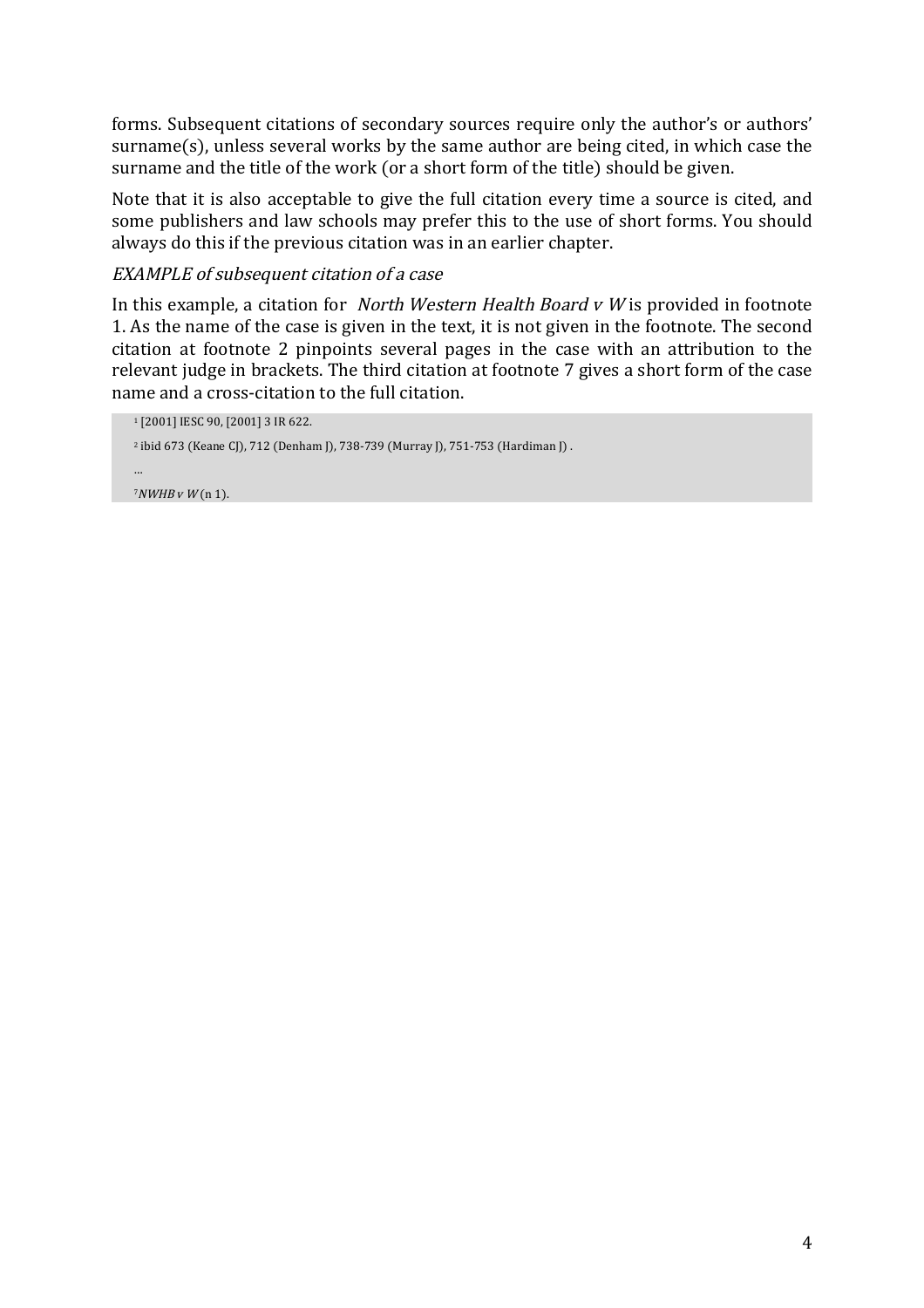forms. Subsequent citations of secondary sources require only the author's or authors' surname(s), unless several works by the same author are being cited, in which case the surname and the title of the work (or a short form of the title) should be given.

Note that it is also acceptable to give the full citation every time a source is cited, and some publishers and law schools may prefer this to the use of short forms. You should always do this if the previous citation was in an earlier chapter.

*EXAMPLE of subsequent citation of a case*

In this example, a citation for *North Western Health Board v W* is provided in footnote 1. As the name of the case is given in the text, it is not given in the footnote. The second citation at footnote 2 pinpoints several pages in the case with an attribution to the relevant judge in brackets. The third citation at footnote 7 gives a short form of the case name and a cross-citation to the full citation.

> [1] [2001] IESC 90, [2001] 3 IR 622.
>
> [2] ibid 673 (Keane CJ), 712 (Denham J), 738-739 (Murray J), 751-753 (Hardiman J) .
>
> ...
>
> [7] *NWHB v W* (n 1).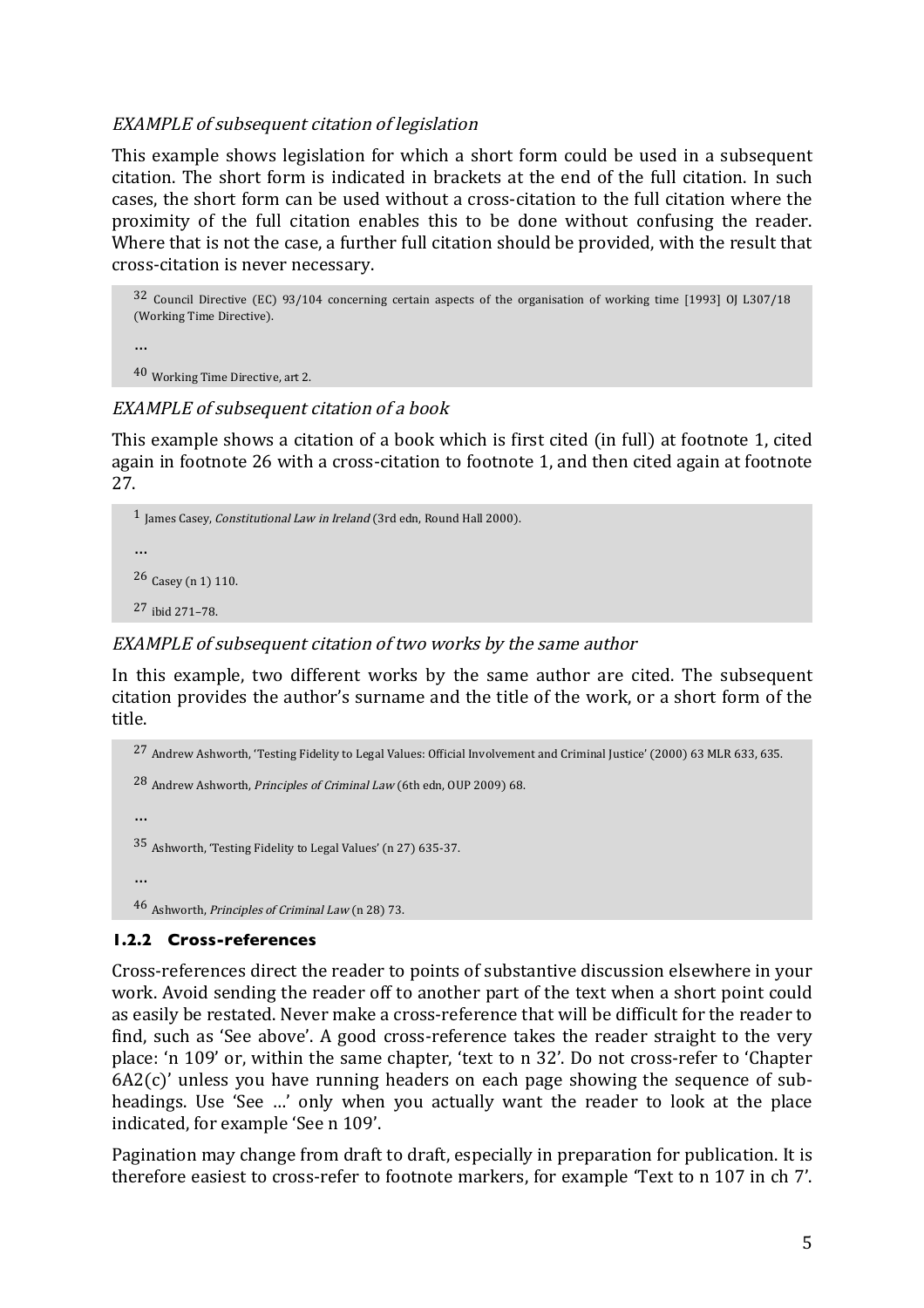*EXAMPLE of subsequent citation of legislation*

This example shows legislation for which a short form could be used in a subsequent citation. The short form is indicated in brackets at the end of the full citation. In such cases, the short form can be used without a cross-citation to the full citation where the proximity of the full citation enables this to be done without confusing the reader. Where that is not the case, a further full citation should be provided, with the result that cross-citation is never necessary.

> 32 Council Directive (EC) 93/104 concerning certain aspects of the organisation of working time [1993] OJ L307/18 (Working Time Directive).
>
> …
>
> 40 Working Time Directive, art 2.

*EXAMPLE of subsequent citation of a book*

This example shows a citation of a book which is first cited (in full) at footnote 1, cited again in footnote 26 with a cross-citation to footnote 1, and then cited again at footnote 27.

> 1 James Casey, *Constitutional Law in Ireland* (3rd edn, Round Hall 2000).
>
> …
>
> 26 Casey (n 1) 110.
>
> 27 ibid 271–78.

*EXAMPLE of subsequent citation of two works by the same author*

In this example, two different works by the same author are cited. The subsequent citation provides the author's surname and the title of the work, or a short form of the title.

> 27 Andrew Ashworth, 'Testing Fidelity to Legal Values: Official Involvement and Criminal Justice' (2000) 63 MLR 633, 635.
>
> 28 Andrew Ashworth, *Principles of Criminal Law* (6th edn, OUP 2009) 68.
>
> …
>
> 35 Ashworth, 'Testing Fidelity to Legal Values' (n 27) 635-37.
>
> …
>
> 46 Ashworth, *Principles of Criminal Law* (n 28) 73.

### 1.2.2 Cross-references

Cross-references direct the reader to points of substantive discussion elsewhere in your work. Avoid sending the reader off to another part of the text when a short point could as easily be restated. Never make a cross-reference that will be difficult for the reader to find, such as 'See above'. A good cross-reference takes the reader straight to the very place: 'n 109' or, within the same chapter, 'text to n 32'. Do not cross-refer to 'Chapter 6A2(c)' unless you have running headers on each page showing the sequence of sub-headings. Use 'See …' only when you actually want the reader to look at the place indicated, for example 'See n 109'.

Pagination may change from draft to draft, especially in preparation for publication. It is therefore easiest to cross-refer to footnote markers, for example 'Text to n 107 in ch 7'.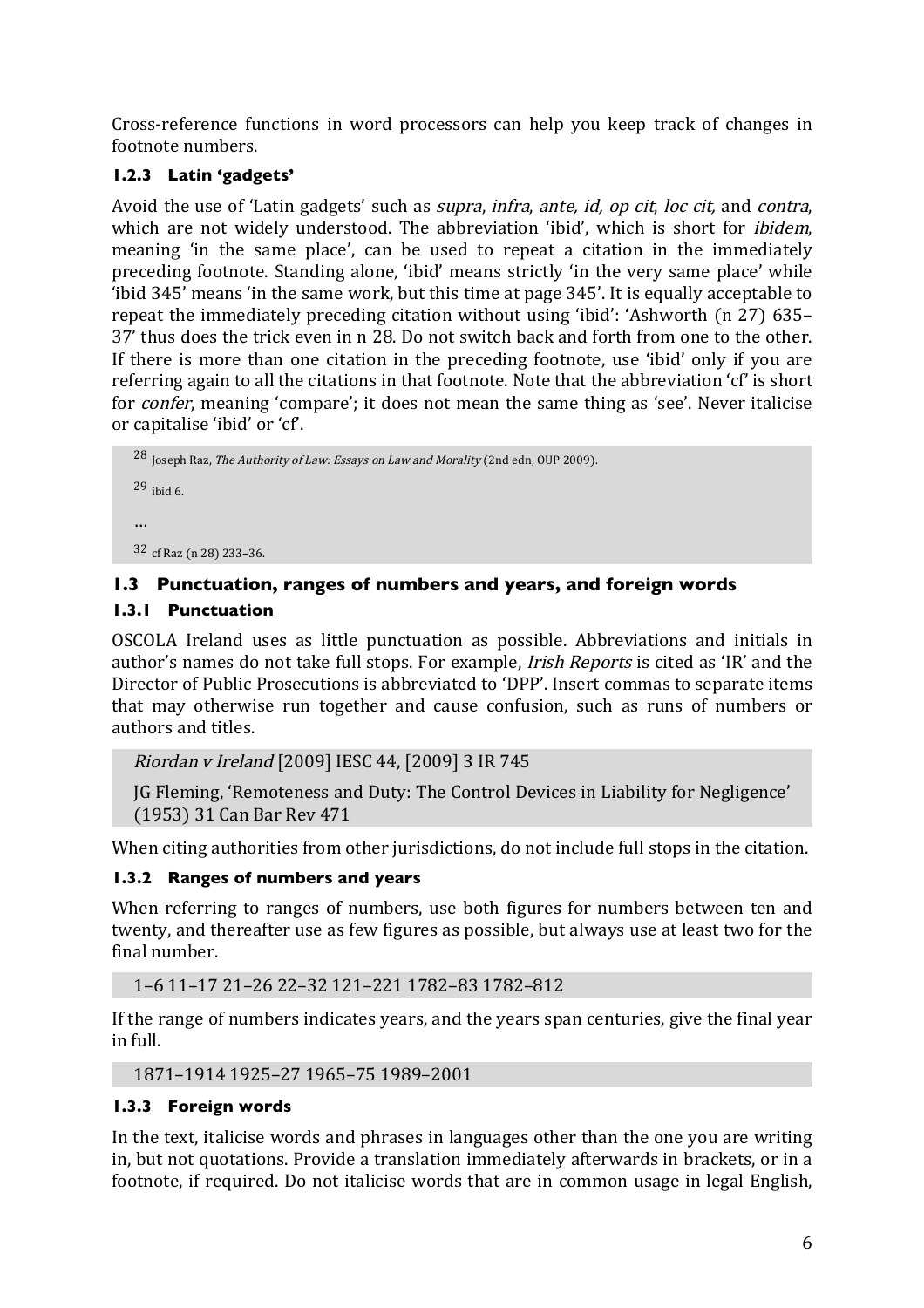Cross-reference functions in word processors can help you keep track of changes in footnote numbers.

### 1.2.3 Latin 'gadgets'

Avoid the use of 'Latin gadgets' such as *supra*, *infra*, *ante, id, op cit*, *loc cit,* and *contra*, which are not widely understood. The abbreviation 'ibid', which is short for *ibidem*, meaning 'in the same place', can be used to repeat a citation in the immediately preceding footnote. Standing alone, 'ibid' means strictly 'in the very same place' while 'ibid 345' means 'in the same work, but this time at page 345'. It is equally acceptable to repeat the immediately preceding citation without using 'ibid': 'Ashworth (n 27) 635–37' thus does the trick even in n 28. Do not switch back and forth from one to the other. If there is more than one citation in the preceding footnote, use 'ibid' only if you are referring again to all the citations in that footnote. Note that the abbreviation 'cf' is short for *confer*, meaning 'compare'; it does not mean the same thing as 'see'. Never italicise or capitalise 'ibid' or 'cf'.

> 28 Joseph Raz, *The Authority of Law: Essays on Law and Morality* (2nd edn, OUP 2009).
>
> 29 ibid 6.
>
> …
>
> 32 cf Raz (n 28) 233–36.

## 1.3 Punctuation, ranges of numbers and years, and foreign words

### 1.3.1 Punctuation

OSCOLA Ireland uses as little punctuation as possible. Abbreviations and initials in author's names do not take full stops. For example, *Irish Reports* is cited as 'IR' and the Director of Public Prosecutions is abbreviated to 'DPP'. Insert commas to separate items that may otherwise run together and cause confusion, such as runs of numbers or authors and titles.

> *Riordan v Ireland* [2009] IESC 44, [2009] 3 IR 745
>
> JG Fleming, 'Remoteness and Duty: The Control Devices in Liability for Negligence' (1953) 31 Can Bar Rev 471

When citing authorities from other jurisdictions, do not include full stops in the citation.

### 1.3.2 Ranges of numbers and years

When referring to ranges of numbers, use both figures for numbers between ten and twenty, and thereafter use as few figures as possible, but always use at least two for the final number.

> 1–6 11–17 21–26 22–32 121–221 1782–83 1782–812

If the range of numbers indicates years, and the years span centuries, give the final year in full.

> 1871–1914 1925–27 1965–75 1989–2001

### 1.3.3 Foreign words

In the text, italicise words and phrases in languages other than the one you are writing in, but not quotations. Provide a translation immediately afterwards in brackets, or in a footnote, if required. Do not italicise words that are in common usage in legal English,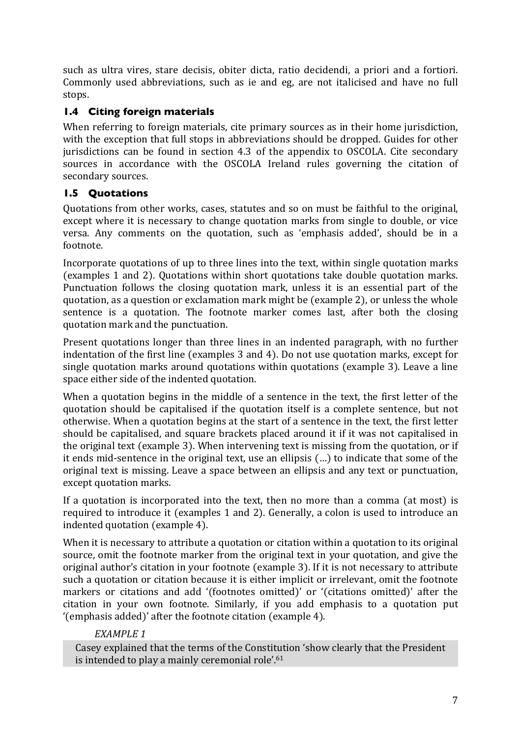such as ultra vires, stare decisis, obiter dicta, ratio decidendi, a priori and a fortiori. Commonly used abbreviations, such as ie and eg, are not italicised and have no full stops.

### 1.4 Citing foreign materials

When referring to foreign materials, cite primary sources as in their home jurisdiction, with the exception that full stops in abbreviations should be dropped. Guides for other jurisdictions can be found in section 4.3 of the appendix to OSCOLA. Cite secondary sources in accordance with the OSCOLA Ireland rules governing the citation of secondary sources.

### 1.5 Quotations

Quotations from other works, cases, statutes and so on must be faithful to the original, except where it is necessary to change quotation marks from single to double, or vice versa. Any comments on the quotation, such as 'emphasis added', should be in a footnote.

Incorporate quotations of up to three lines into the text, within single quotation marks (examples 1 and 2). Quotations within short quotations take double quotation marks. Punctuation follows the closing quotation mark, unless it is an essential part of the quotation, as a question or exclamation mark might be (example 2), or unless the whole sentence is a quotation. The footnote marker comes last, after both the closing quotation mark and the punctuation.

Present quotations longer than three lines in an indented paragraph, with no further indentation of the first line (examples 3 and 4). Do not use quotation marks, except for single quotation marks around quotations within quotations (example 3). Leave a line space either side of the indented quotation.

When a quotation begins in the middle of a sentence in the text, the first letter of the quotation should be capitalised if the quotation itself is a complete sentence, but not otherwise. When a quotation begins at the start of a sentence in the text, the first letter should be capitalised, and square brackets placed around it if it was not capitalised in the original text (example 3). When intervening text is missing from the quotation, or if it ends mid-sentence in the original text, use an ellipsis (...) to indicate that some of the original text is missing. Leave a space between an ellipsis and any text or punctuation, except quotation marks.

If a quotation is incorporated into the text, then no more than a comma (at most) is required to introduce it (examples 1 and 2). Generally, a colon is used to introduce an indented quotation (example 4).

When it is necessary to attribute a quotation or citation within a quotation to its original source, omit the footnote marker from the original text in your quotation, and give the original author's citation in your footnote (example 3). If it is not necessary to attribute such a quotation or citation because it is either implicit or irrelevant, omit the footnote markers or citations and add '(footnotes omitted)' or '(citations omitted)' after the citation in your own footnote. Similarly, if you add emphasis to a quotation put '(emphasis added)' after the footnote citation (example 4).

*EXAMPLE 1*

Casey explained that the terms of the Constitution 'show clearly that the President is intended to play a mainly ceremonial role'.[61]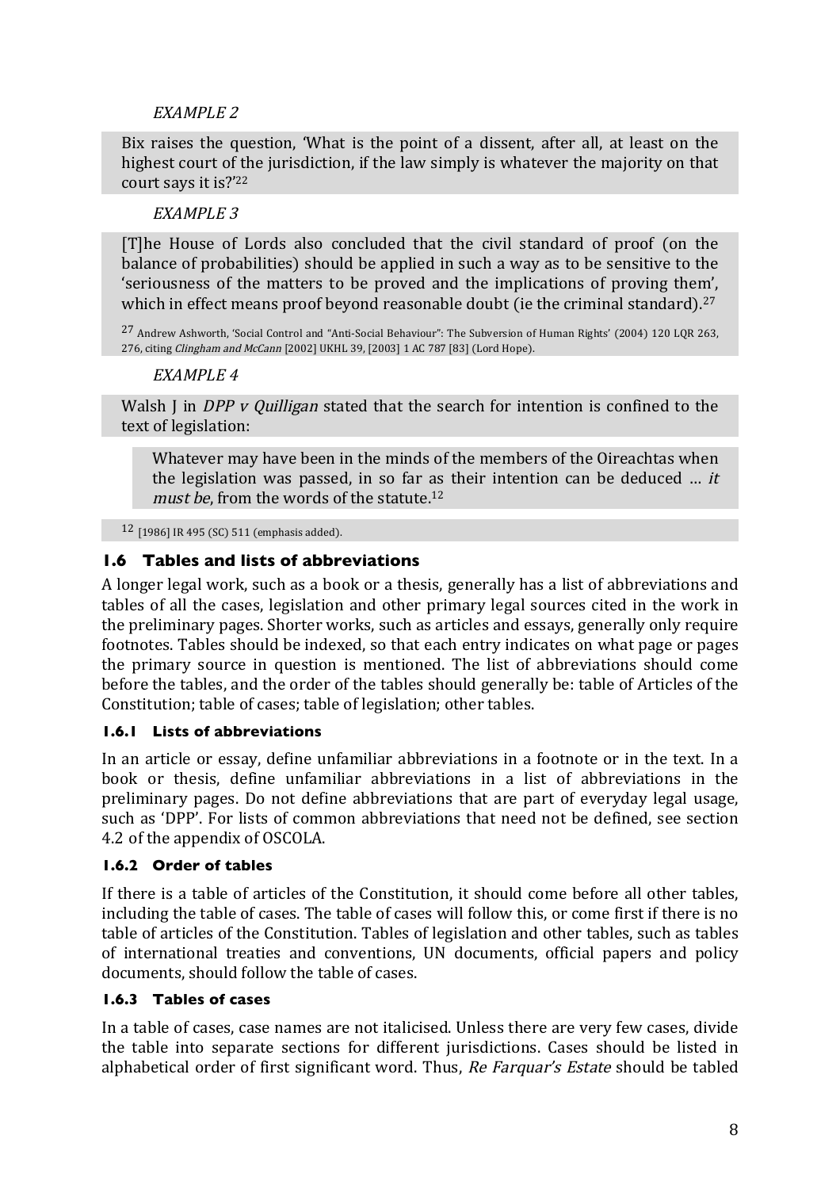*EXAMPLE 2*

> Bix raises the question, 'What is the point of a dissent, after all, at least on the highest court of the jurisdiction, if the law simply is whatever the majority on that court says it is?'[22]

*EXAMPLE 3*

> [T]he House of Lords also concluded that the civil standard of proof (on the balance of probabilities) should be applied in such a way as to be sensitive to the 'seriousness of the matters to be proved and the implications of proving them', which in effect means proof beyond reasonable doubt (ie the criminal standard).[27]
>
> [27] Andrew Ashworth, 'Social Control and "Anti-Social Behaviour": The Subversion of Human Rights' (2004) 120 LQR 263, 276, citing *Clingham and McCann* [2002] UKHL 39, [2003] 1 AC 787 [83] (Lord Hope).

*EXAMPLE 4*

> Walsh J in *DPP v Quilligan* stated that the search for intention is confined to the text of legislation:
>
> > Whatever may have been in the minds of the members of the Oireachtas when the legislation was passed, in so far as their intention can be deduced … *it must be*, from the words of the statute.[12]
>
> [12] [1986] IR 495 (SC) 511 (emphasis added).

## 1.6 Tables and lists of abbreviations

A longer legal work, such as a book or a thesis, generally has a list of abbreviations and tables of all the cases, legislation and other primary legal sources cited in the work in the preliminary pages. Shorter works, such as articles and essays, generally only require footnotes. Tables should be indexed, so that each entry indicates on what page or pages the primary source in question is mentioned. The list of abbreviations should come before the tables, and the order of the tables should generally be: table of Articles of the Constitution; table of cases; table of legislation; other tables.

### 1.6.1 Lists of abbreviations

In an article or essay, define unfamiliar abbreviations in a footnote or in the text. In a book or thesis, define unfamiliar abbreviations in a list of abbreviations in the preliminary pages. Do not define abbreviations that are part of everyday legal usage, such as 'DPP'. For lists of common abbreviations that need not be defined, see section 4.2 of the appendix of OSCOLA.

### 1.6.2 Order of tables

If there is a table of articles of the Constitution, it should come before all other tables, including the table of cases. The table of cases will follow this, or come first if there is no table of articles of the Constitution. Tables of legislation and other tables, such as tables of international treaties and conventions, UN documents, official papers and policy documents, should follow the table of cases.

### 1.6.3 Tables of cases

In a table of cases, case names are not italicised. Unless there are very few cases, divide the table into separate sections for different jurisdictions. Cases should be listed in alphabetical order of first significant word. Thus, *Re Farquar's Estate* should be tabled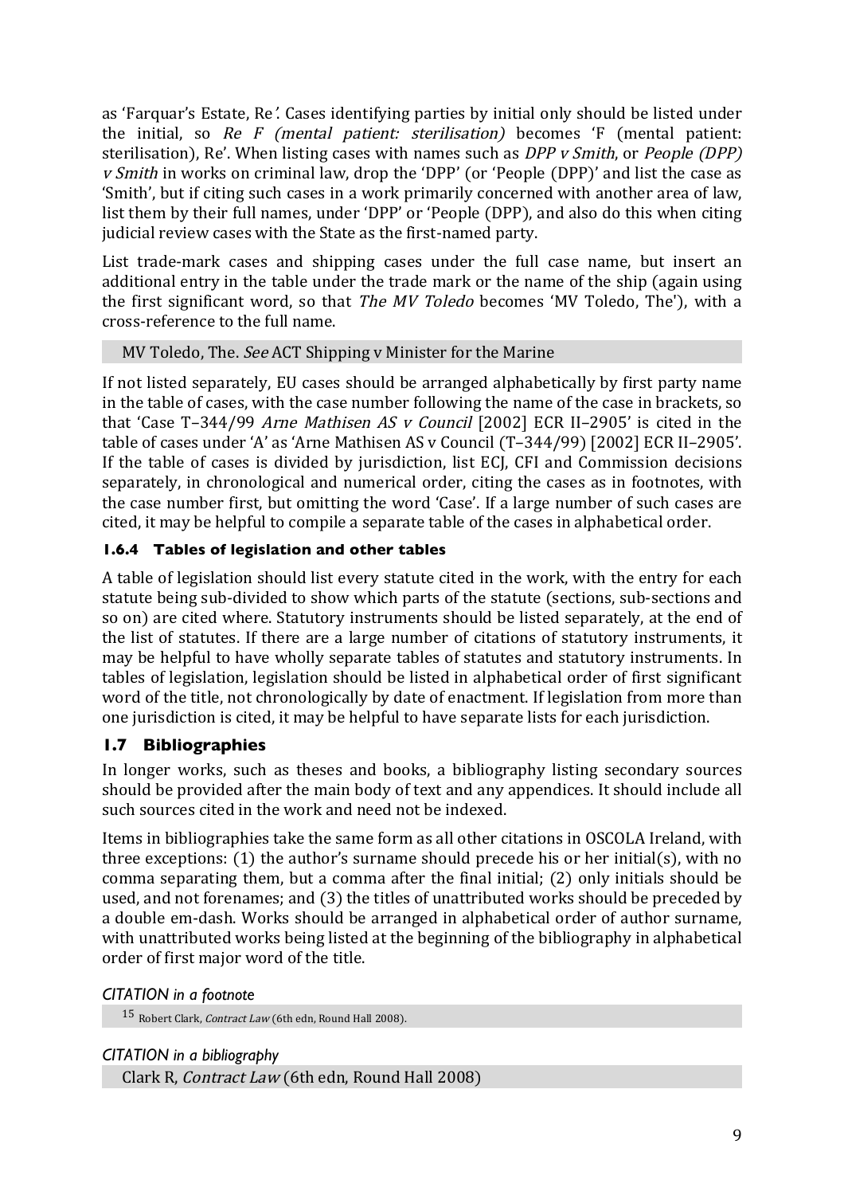as 'Farquar's Estate, Re*'*. Cases identifying parties by initial only should be listed under the initial, so *Re F (mental patient: sterilisation)* becomes 'F (mental patient: sterilisation), Re'. When listing cases with names such as *DPP v Smith*, or *People (DPP) v Smith* in works on criminal law, drop the 'DPP' (or 'People (DPP)' and list the case as 'Smith', but if citing such cases in a work primarily concerned with another area of law, list them by their full names, under 'DPP' or 'People (DPP), and also do this when citing judicial review cases with the State as the first-named party.

List trade-mark cases and shipping cases under the full case name, but insert an additional entry in the table under the trade mark or the name of the ship (again using the first significant word, so that *The MV Toledo* becomes 'MV Toledo, The'), with a cross-reference to the full name.

> MV Toledo, The. *See* ACT Shipping v Minister for the Marine

If not listed separately, EU cases should be arranged alphabetically by first party name in the table of cases, with the case number following the name of the case in brackets, so that 'Case T–344/99 *Arne Mathisen AS v Council* [2002] ECR II–2905' is cited in the table of cases under 'A' as 'Arne Mathisen AS v Council (T–344/99) [2002] ECR II–2905'. If the table of cases is divided by jurisdiction, list ECJ, CFI and Commission decisions separately, in chronological and numerical order, citing the cases as in footnotes, with the case number first, but omitting the word 'Case'. If a large number of such cases are cited, it may be helpful to compile a separate table of the cases in alphabetical order.

#### 1.6.4 Tables of legislation and other tables

A table of legislation should list every statute cited in the work, with the entry for each statute being sub-divided to show which parts of the statute (sections, sub-sections and so on) are cited where. Statutory instruments should be listed separately, at the end of the list of statutes. If there are a large number of citations of statutory instruments, it may be helpful to have wholly separate tables of statutes and statutory instruments. In tables of legislation, legislation should be listed in alphabetical order of first significant word of the title, not chronologically by date of enactment. If legislation from more than one jurisdiction is cited, it may be helpful to have separate lists for each jurisdiction.

### 1.7 Bibliographies

In longer works, such as theses and books, a bibliography listing secondary sources should be provided after the main body of text and any appendices. It should include all such sources cited in the work and need not be indexed.

Items in bibliographies take the same form as all other citations in OSCOLA Ireland, with three exceptions: (1) the author's surname should precede his or her initial(s), with no comma separating them, but a comma after the final initial; (2) only initials should be used, and not forenames; and (3) the titles of unattributed works should be preceded by a double em-dash. Works should be arranged in alphabetical order of author surname, with unattributed works being listed at the beginning of the bibliography in alphabetical order of first major word of the title.

*CITATION in a footnote*

> [15] Robert Clark, *Contract Law* (6th edn, Round Hall 2008).

*CITATION in a bibliography*

> Clark R, *Contract Law* (6th edn, Round Hall 2008)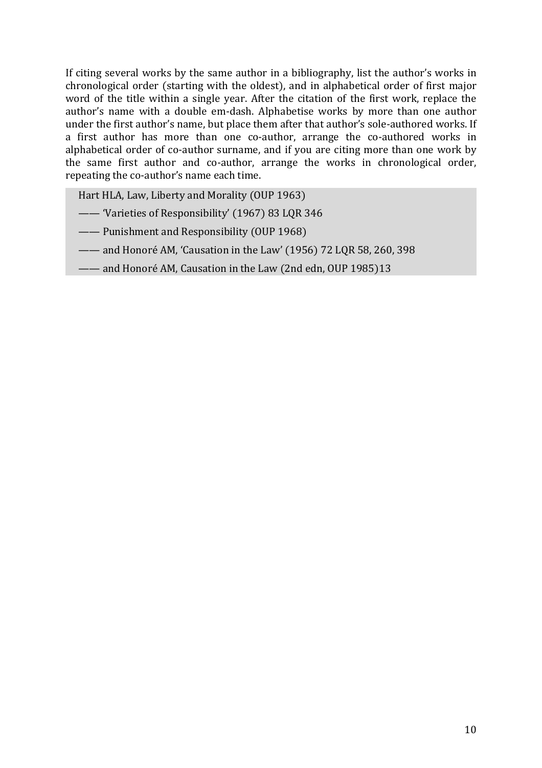If citing several works by the same author in a bibliography, list the author's works in chronological order (starting with the oldest), and in alphabetical order of first major word of the title within a single year. After the citation of the first work, replace the author's name with a double em-dash. Alphabetise works by more than one author under the first author's name, but place them after that author's sole-authored works. If a first author has more than one co-author, arrange the co-authored works in alphabetical order of co-author surname, and if you are citing more than one work by the same first author and co-author, arrange the works in chronological order, repeating the co-author's name each time.

> Hart HLA, Law, Liberty and Morality (OUP 1963)
>
> —— 'Varieties of Responsibility' (1967) 83 LQR 346
>
> —— Punishment and Responsibility (OUP 1968)
>
> —— and Honoré AM, 'Causation in the Law' (1956) 72 LQR 58, 260, 398
>
> —— and Honoré AM, Causation in the Law (2nd edn, OUP 1985)13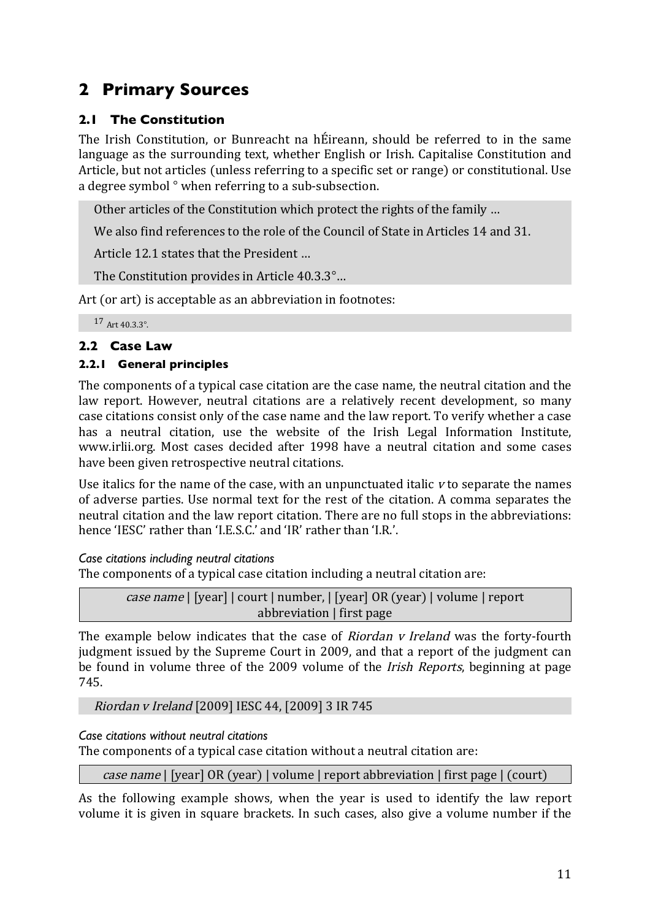# 2 Primary Sources

## 2.1 The Constitution

The Irish Constitution, or Bunreacht na hÉireann, should be referred to in the same language as the surrounding text, whether English or Irish. Capitalise Constitution and Article, but not articles (unless referring to a specific set or range) or constitutional. Use a degree symbol ° when referring to a sub-subsection.

> Other articles of the Constitution which protect the rights of the family …
>
> We also find references to the role of the Council of State in Articles 14 and 31.
>
> Article 12.1 states that the President …
>
> The Constitution provides in Article 40.3.3°…

Art (or art) is acceptable as an abbreviation in footnotes:

> 17 Art 40.3.3°.

## 2.2 Case Law

### 2.2.1 General principles

The components of a typical case citation are the case name, the neutral citation and the law report. However, neutral citations are a relatively recent development, so many case citations consist only of the case name and the law report. To verify whether a case has a neutral citation, use the website of the Irish Legal Information Institute, www.irlii.org. Most cases decided after 1998 have a neutral citation and some cases have been given retrospective neutral citations.

Use italics for the name of the case, with an unpunctuated italic *v* to separate the names of adverse parties. Use normal text for the rest of the citation. A comma separates the neutral citation and the law report citation. There are no full stops in the abbreviations: hence 'IESC' rather than 'I.E.S.C.' and 'IR' rather than 'I.R.'.

*Case citations including neutral citations*

The components of a typical case citation including a neutral citation are:

> *case name* | [year] | court | number, | [year] OR (year) | volume | report abbreviation | first page

The example below indicates that the case of *Riordan v Ireland* was the forty-fourth judgment issued by the Supreme Court in 2009, and that a report of the judgment can be found in volume three of the 2009 volume of the *Irish Reports*, beginning at page 745.

> *Riordan v Ireland* [2009] IESC 44, [2009] 3 IR 745

*Case citations without neutral citations*

The components of a typical case citation without a neutral citation are:

> *case name* | [year] OR (year) | volume | report abbreviation | first page | (court)

As the following example shows, when the year is used to identify the law report volume it is given in square brackets. In such cases, also give a volume number if the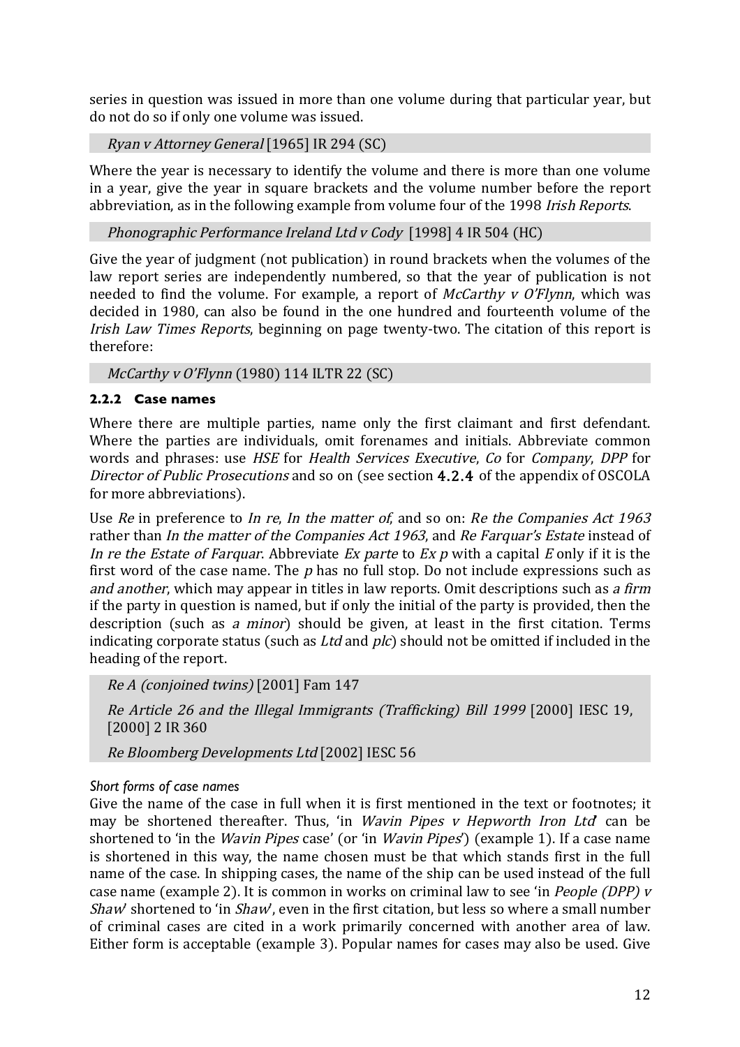series in question was issued in more than one volume during that particular year, but do not do so if only one volume was issued.

> *Ryan v Attorney General* [1965] IR 294 (SC)

Where the year is necessary to identify the volume and there is more than one volume in a year, give the year in square brackets and the volume number before the report abbreviation, as in the following example from volume four of the 1998 *Irish Reports*.

> *Phonographic Performance Ireland Ltd v Cody* [1998] 4 IR 504 (HC)

Give the year of judgment (not publication) in round brackets when the volumes of the law report series are independently numbered, so that the year of publication is not needed to find the volume. For example, a report of *McCarthy v O'Flynn*, which was decided in 1980, can also be found in the one hundred and fourteenth volume of the *Irish Law Times Reports*, beginning on page twenty-two. The citation of this report is therefore:

> *McCarthy v O'Flynn* (1980) 114 ILTR 22 (SC)

### 2.2.2 Case names

Where there are multiple parties, name only the first claimant and first defendant. Where the parties are individuals, omit forenames and initials. Abbreviate common words and phrases: use *HSE* for *Health Services Executive*, *Co* for *Company*, *DPP* for *Director of Public Prosecutions* and so on (see section **4.2.4** of the appendix of OSCOLA for more abbreviations).

Use *Re* in preference to *In re*, *In the matter of,* and so on: *Re the Companies Act 1963* rather than *In the matter of the Companies Act 1963*, and *Re Farquar's Estate* instead of *In re the Estate of Farquar*. Abbreviate *Ex parte* to *Ex p* with a capital *E* only if it is the first word of the case name. The *p* has no full stop. Do not include expressions such as *and another*, which may appear in titles in law reports. Omit descriptions such as *a firm* if the party in question is named, but if only the initial of the party is provided, then the description (such as *a minor*) should be given, at least in the first citation. Terms indicating corporate status (such as *Ltd* and *plc*) should not be omitted if included in the heading of the report.

> *Re A (conjoined twins)* [2001] Fam 147
>
> *Re Article 26 and the Illegal Immigrants (Trafficking) Bill 1999* [2000] IESC 19, [2000] 2 IR 360
>
> *Re Bloomberg Developments Ltd* [2002] IESC 56

*Short forms of case names*

Give the name of the case in full when it is first mentioned in the text or footnotes; it may be shortened thereafter. Thus, 'in *Wavin Pipes v Hepworth Iron Ltd*' can be shortened to 'in the *Wavin Pipes* case' (or 'in *Wavin Pipes*') (example 1). If a case name is shortened in this way, the name chosen must be that which stands first in the full name of the case. In shipping cases, the name of the ship can be used instead of the full case name (example 2). It is common in works on criminal law to see 'in *People (DPP) v Shaw*' shortened to 'in *Shaw*', even in the first citation, but less so where a small number of criminal cases are cited in a work primarily concerned with another area of law. Either form is acceptable (example 3). Popular names for cases may also be used. Give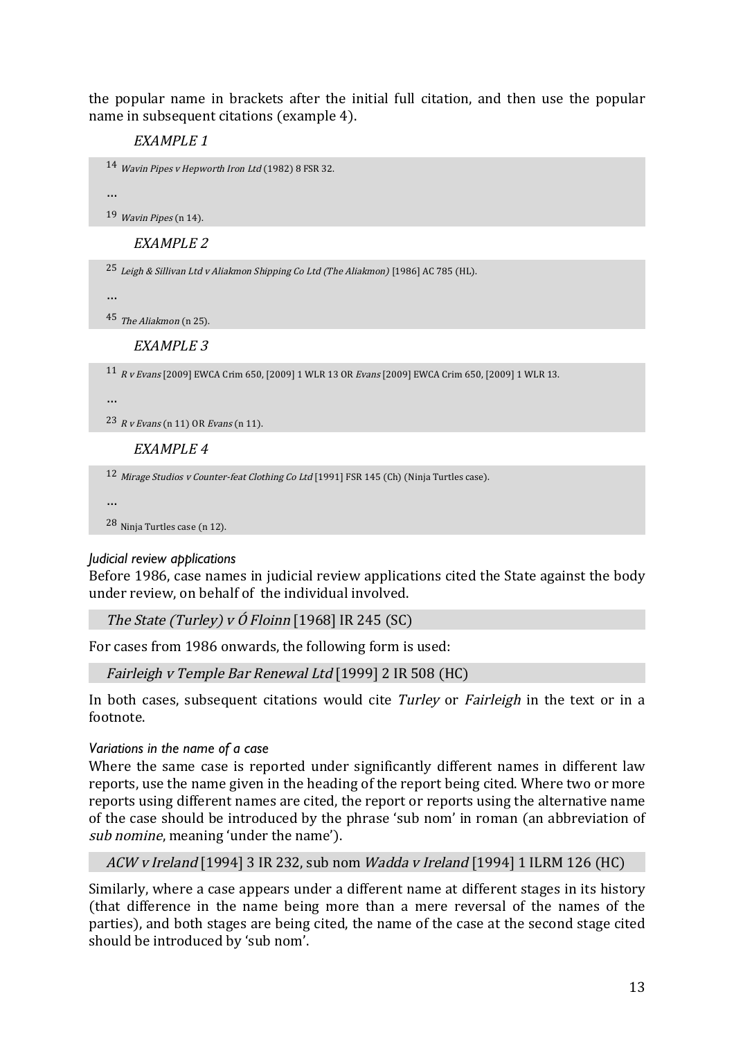the popular name in brackets after the initial full citation, and then use the popular name in subsequent citations (example 4).

*EXAMPLE 1*

> [14] *Wavin Pipes v Hepworth Iron Ltd* (1982) 8 FSR 32.
>
> …
>
> [19] *Wavin Pipes* (n 14).

*EXAMPLE 2*

> [25] *Leigh & Sillivan Ltd v Aliakmon Shipping Co Ltd (The Aliakmon)* [1986] AC 785 (HL).
>
> …
>
> [45] *The Aliakmon* (n 25).

*EXAMPLE 3*

> [11] *R v Evans* [2009] EWCA Crim 650, [2009] 1 WLR 13 OR *Evans* [2009] EWCA Crim 650, [2009] 1 WLR 13.
>
> …
>
> [23] *R v Evans* (n 11) OR *Evans* (n 11).

*EXAMPLE 4*

> [12] *Mirage Studios v Counter-feat Clothing Co Ltd* [1991] FSR 145 (Ch) (Ninja Turtles case).
>
> …
>
> [28] Ninja Turtles case (n 12).

#### *Judicial review applications*

Before 1986, case names in judicial review applications cited the State against the body under review, on behalf of the individual involved.

> *The State (Turley) v Ó Floinn* [1968] IR 245 (SC)

For cases from 1986 onwards, the following form is used:

> *Fairleigh v Temple Bar Renewal Ltd* [1999] 2 IR 508 (HC)

In both cases, subsequent citations would cite *Turley* or *Fairleigh* in the text or in a footnote.

#### *Variations in the name of a case*

Where the same case is reported under significantly different names in different law reports, use the name given in the heading of the report being cited. Where two or more reports using different names are cited, the report or reports using the alternative name of the case should be introduced by the phrase 'sub nom' in roman (an abbreviation of *sub nomine*, meaning 'under the name').

> *ACW v Ireland* [1994] 3 IR 232, sub nom *Wadda v Ireland* [1994] 1 ILRM 126 (HC)

Similarly, where a case appears under a different name at different stages in its history (that difference in the name being more than a mere reversal of the names of the parties), and both stages are being cited, the name of the case at the second stage cited should be introduced by 'sub nom'.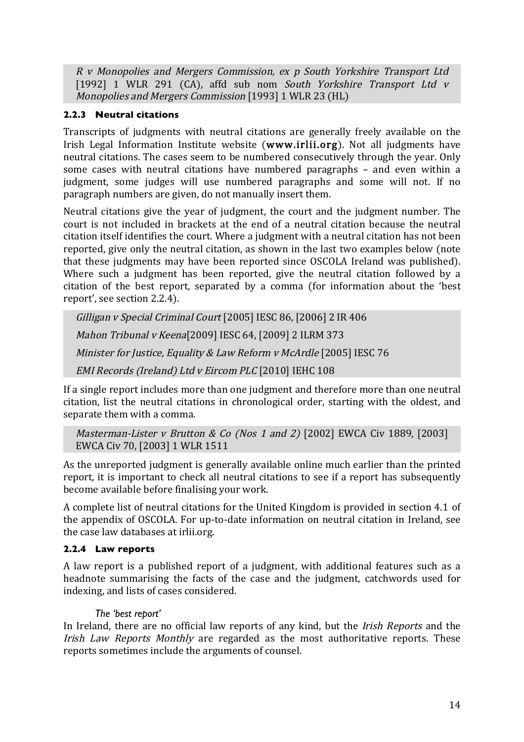*R v Monopolies and Mergers Commission, ex p South Yorkshire Transport Ltd* [1992] 1 WLR 291 (CA), affd sub nom *South Yorkshire Transport Ltd v Monopolies and Mergers Commission* [1993] 1 WLR 23 (HL)

### 2.2.3 Neutral citations

Transcripts of judgments with neutral citations are generally freely available on the Irish Legal Information Institute website (**www.irlii.org**). Not all judgments have neutral citations. The cases seem to be numbered consecutively through the year. Only some cases with neutral citations have numbered paragraphs – and even within a judgment, some judges will use numbered paragraphs and some will not. If no paragraph numbers are given, do not manually insert them.

Neutral citations give the year of judgment, the court and the judgment number. The court is not included in brackets at the end of a neutral citation because the neutral citation itself identifies the court. Where a judgment with a neutral citation has not been reported, give only the neutral citation, as shown in the last two examples below (note that these judgments may have been reported since OSCOLA Ireland was published). Where such a judgment has been reported, give the neutral citation followed by a citation of the best report, separated by a comma (for information about the 'best report', see section 2.2.4).

*Gilligan v Special Criminal Court* [2005] IESC 86, [2006] 2 IR 406

*Mahon Tribunal v Keena*[2009] IESC 64, [2009] 2 ILRM 373

*Minister for Justice, Equality & Law Reform v McArdle* [2005] IESC 76

*EMI Records (Ireland) Ltd v Eircom PLC* [2010] IEHC 108

If a single report includes more than one judgment and therefore more than one neutral citation, list the neutral citations in chronological order, starting with the oldest, and separate them with a comma.

*Masterman-Lister v Brutton & Co (Nos 1 and 2)* [2002] EWCA Civ 1889, [2003] EWCA Civ 70, [2003] 1 WLR 1511

As the unreported judgment is generally available online much earlier than the printed report, it is important to check all neutral citations to see if a report has subsequently become available before finalising your work.

A complete list of neutral citations for the United Kingdom is provided in section 4.1 of the appendix of OSCOLA. For up-to-date information on neutral citation in Ireland, see the case law databases at irlii.org.

### 2.2.4 Law reports

A law report is a published report of a judgment, with additional features such as a headnote summarising the facts of the case and the judgment, catchwords used for indexing, and lists of cases considered.

*The 'best report'*

In Ireland, there are no official law reports of any kind, but the *Irish Reports* and the *Irish Law Reports Monthly* are regarded as the most authoritative reports. These reports sometimes include the arguments of counsel.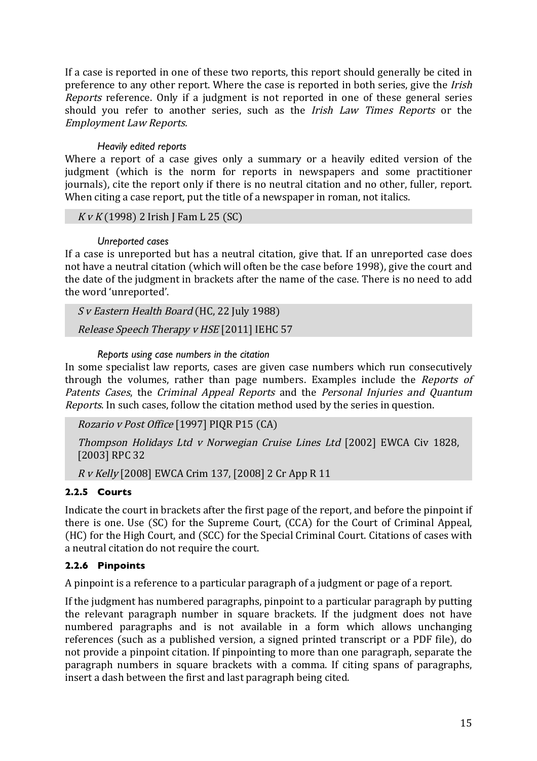If a case is reported in one of these two reports, this report should generally be cited in preference to any other report. Where the case is reported in both series, give the *Irish Reports* reference. Only if a judgment is not reported in one of these general series should you refer to another series, such as the *Irish Law Times Reports* or the *Employment Law Reports.*

#### *Heavily edited reports*

Where a report of a case gives only a summary or a heavily edited version of the judgment (which is the norm for reports in newspapers and some practitioner journals), cite the report only if there is no neutral citation and no other, fuller, report. When citing a case report, put the title of a newspaper in roman, not italics.

> *K v K* (1998) 2 Irish J Fam L 25 (SC)

#### *Unreported cases*

If a case is unreported but has a neutral citation, give that. If an unreported case does not have a neutral citation (which will often be the case before 1998), give the court and the date of the judgment in brackets after the name of the case. There is no need to add the word 'unreported'.

> *S v Eastern Health Board* (HC, 22 July 1988)
>
> *Release Speech Therapy v HSE* [2011] IEHC 57

#### *Reports using case numbers in the citation*

In some specialist law reports, cases are given case numbers which run consecutively through the volumes, rather than page numbers. Examples include the *Reports of Patents Cases*, the *Criminal Appeal Reports* and the *Personal Injuries and Quantum Reports*. In such cases, follow the citation method used by the series in question.

> *Rozario v Post Office* [1997] PIQR P15 (CA)
>
> *Thompson Holidays Ltd v Norwegian Cruise Lines Ltd* [2002] EWCA Civ 1828, [2003] RPC 32
>
> *R v Kelly* [2008] EWCA Crim 137, [2008] 2 Cr App R 11

### 2.2.5 Courts

Indicate the court in brackets after the first page of the report, and before the pinpoint if there is one. Use (SC) for the Supreme Court, (CCA) for the Court of Criminal Appeal, (HC) for the High Court, and (SCC) for the Special Criminal Court. Citations of cases with a neutral citation do not require the court.

### 2.2.6 Pinpoints

A pinpoint is a reference to a particular paragraph of a judgment or page of a report.

If the judgment has numbered paragraphs, pinpoint to a particular paragraph by putting the relevant paragraph number in square brackets. If the judgment does not have numbered paragraphs and is not available in a form which allows unchanging references (such as a published version, a signed printed transcript or a PDF file), do not provide a pinpoint citation. If pinpointing to more than one paragraph, separate the paragraph numbers in square brackets with a comma. If citing spans of paragraphs, insert a dash between the first and last paragraph being cited.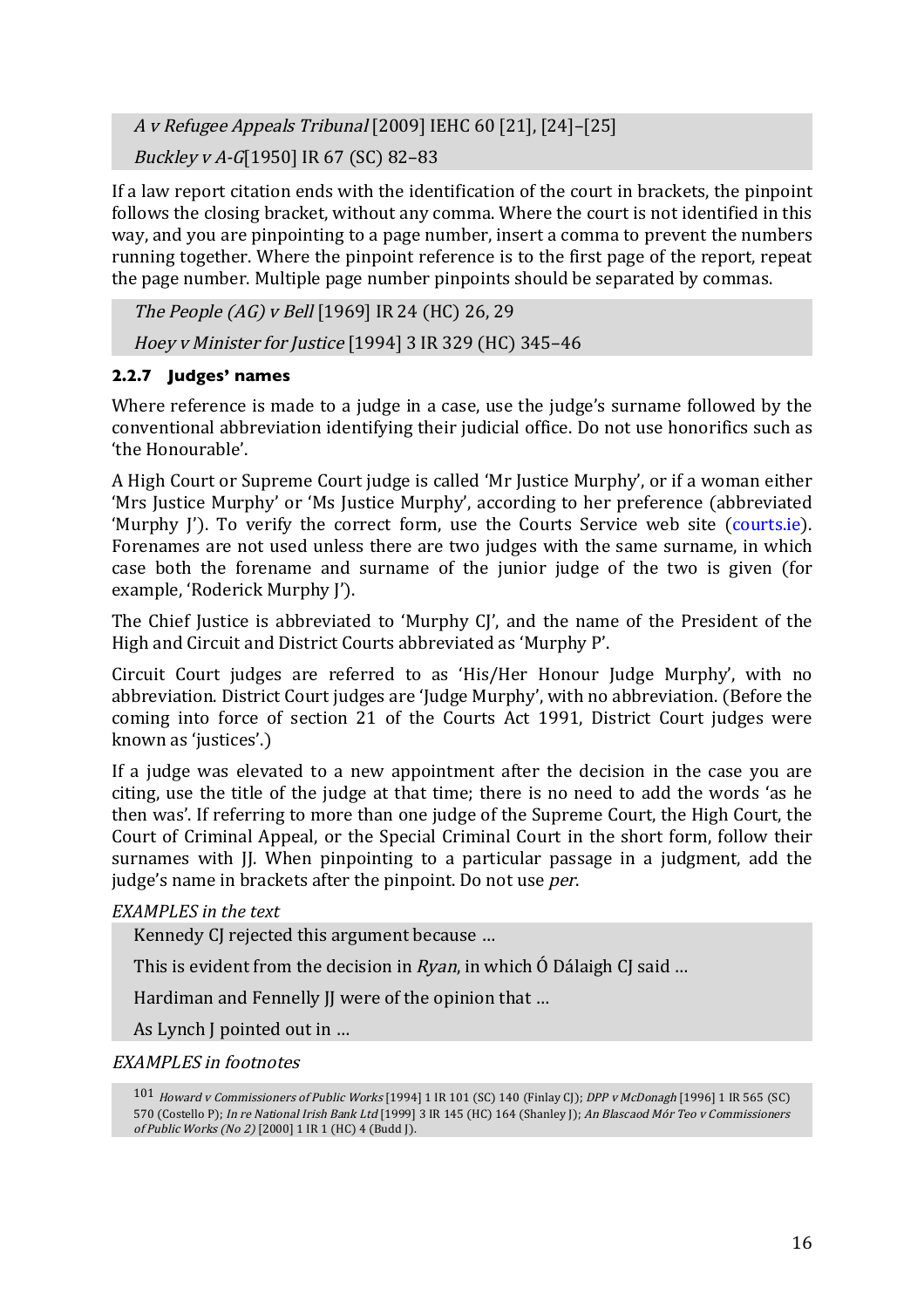*A v Refugee Appeals Tribunal* [2009] IEHC 60 [21], [24]–[25]

*Buckley v A-G*[1950] IR 67 (SC) 82–83

If a law report citation ends with the identification of the court in brackets, the pinpoint follows the closing bracket, without any comma. Where the court is not identified in this way, and you are pinpointing to a page number, insert a comma to prevent the numbers running together. Where the pinpoint reference is to the first page of the report, repeat the page number. Multiple page number pinpoints should be separated by commas.

*The People (AG) v Bell* [1969] IR 24 (HC) 26, 29

*Hoey v Minister for Justice* [1994] 3 IR 329 (HC) 345–46

### 2.2.7 Judges' names

Where reference is made to a judge in a case, use the judge's surname followed by the conventional abbreviation identifying their judicial office. Do not use honorifics such as 'the Honourable'.

A High Court or Supreme Court judge is called 'Mr Justice Murphy', or if a woman either 'Mrs Justice Murphy' or 'Ms Justice Murphy', according to her preference (abbreviated 'Murphy J'). To verify the correct form, use the Courts Service web site (courts.ie). Forenames are not used unless there are two judges with the same surname, in which case both the forename and surname of the junior judge of the two is given (for example, 'Roderick Murphy J').

The Chief Justice is abbreviated to 'Murphy CJ', and the name of the President of the High and Circuit and District Courts abbreviated as 'Murphy P'.

Circuit Court judges are referred to as 'His/Her Honour Judge Murphy', with no abbreviation. District Court judges are 'Judge Murphy', with no abbreviation. (Before the coming into force of section 21 of the Courts Act 1991, District Court judges were known as 'justices'.)

If a judge was elevated to a new appointment after the decision in the case you are citing, use the title of the judge at that time; there is no need to add the words 'as he then was'. If referring to more than one judge of the Supreme Court, the High Court, the Court of Criminal Appeal, or the Special Criminal Court in the short form, follow their surnames with JJ. When pinpointing to a particular passage in a judgment, add the judge's name in brackets after the pinpoint. Do not use *per*.

*EXAMPLES in the text*

Kennedy CJ rejected this argument because …

This is evident from the decision in *Ryan*, in which Ó Dálaigh CJ said …

Hardiman and Fennelly JJ were of the opinion that …

As Lynch J pointed out in …

*EXAMPLES in footnotes*

101 *Howard v Commissioners of Public Works* [1994] 1 IR 101 (SC) 140 (Finlay CJ); *DPP v McDonagh* [1996] 1 IR 565 (SC) 570 (Costello P); *In re National Irish Bank Ltd* [1999] 3 IR 145 (HC) 164 (Shanley J); *An Blascaod Mór Teo v Commissioners of Public Works (No 2)* [2000] 1 IR 1 (HC) 4 (Budd J).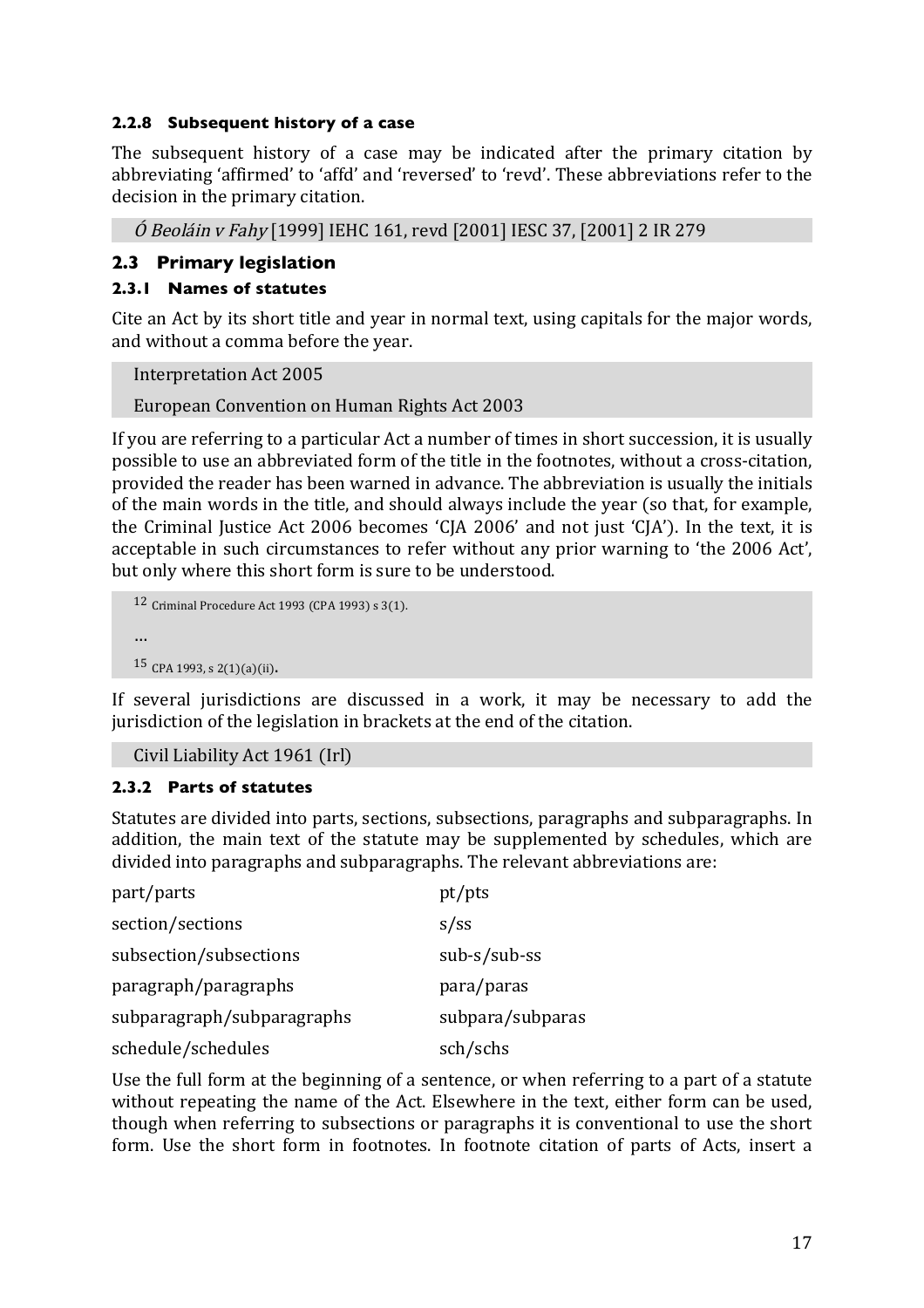#### 2.2.8 Subsequent history of a case

The subsequent history of a case may be indicated after the primary citation by abbreviating 'affirmed' to 'affd' and 'reversed' to 'revd'. These abbreviations refer to the decision in the primary citation.

> *Ó Beoláin v Fahy* [1999] IEHC 161, revd [2001] IESC 37, [2001] 2 IR 279

### 2.3 Primary legislation

#### 2.3.1 Names of statutes

Cite an Act by its short title and year in normal text, using capitals for the major words, and without a comma before the year.

> Interpretation Act 2005
>
> European Convention on Human Rights Act 2003

If you are referring to a particular Act a number of times in short succession, it is usually possible to use an abbreviated form of the title in the footnotes, without a cross-citation, provided the reader has been warned in advance. The abbreviation is usually the initials of the main words in the title, and should always include the year (so that, for example, the Criminal Justice Act 2006 becomes 'CJA 2006' and not just 'CJA'). In the text, it is acceptable in such circumstances to refer without any prior warning to 'the 2006 Act', but only where this short form is sure to be understood.

> 12 Criminal Procedure Act 1993 (CPA 1993) s 3(1).
>
> …
>
> 15 CPA 1993, s 2(1)(a)(ii).

If several jurisdictions are discussed in a work, it may be necessary to add the jurisdiction of the legislation in brackets at the end of the citation.

> Civil Liability Act 1961 (Irl)

#### 2.3.2 Parts of statutes

Statutes are divided into parts, sections, subsections, paragraphs and subparagraphs. In addition, the main text of the statute may be supplemented by schedules, which are divided into paragraphs and subparagraphs. The relevant abbreviations are:

| | |
|---|---|
| part/parts | pt/pts |
| section/sections | s/ss |
| subsection/subsections | sub-s/sub-ss |
| paragraph/paragraphs | para/paras |
| subparagraph/subparagraphs | subpara/subparas |
| schedule/schedules | sch/schs |

Use the full form at the beginning of a sentence, or when referring to a part of a statute without repeating the name of the Act. Elsewhere in the text, either form can be used, though when referring to subsections or paragraphs it is conventional to use the short form. Use the short form in footnotes. In footnote citation of parts of Acts, insert a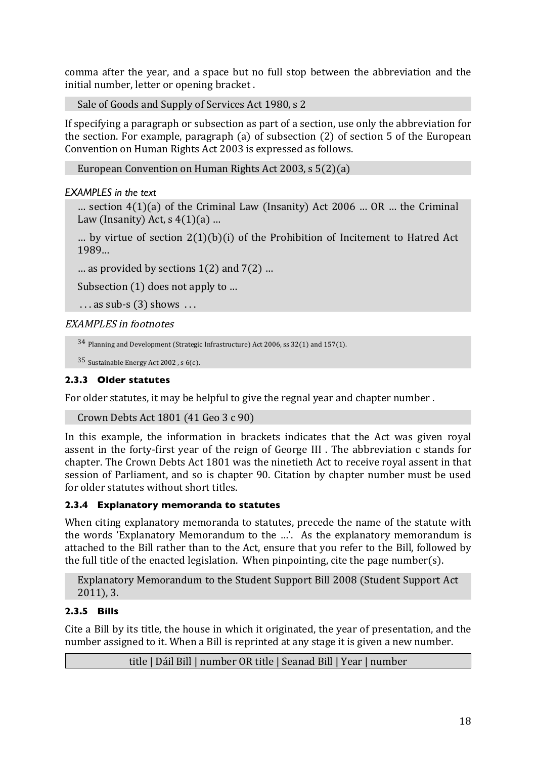comma after the year, and a space but no full stop between the abbreviation and the initial number, letter or opening bracket .

> Sale of Goods and Supply of Services Act 1980, s 2

If specifying a paragraph or subsection as part of a section, use only the abbreviation for the section. For example, paragraph (a) of subsection (2) of section 5 of the European Convention on Human Rights Act 2003 is expressed as follows.

> European Convention on Human Rights Act 2003, s 5(2)(a)

*EXAMPLES in the text*

> … section 4(1)(a) of the Criminal Law (Insanity) Act 2006 … OR … the Criminal Law (Insanity) Act, s 4(1)(a) …
>
> … by virtue of section 2(1)(b)(i) of the Prohibition of Incitement to Hatred Act 1989…
>
> … as provided by sections 1(2) and 7(2) …
>
> Subsection (1) does not apply to …
>
> . . . as sub-s (3) shows . . .

*EXAMPLES in footnotes*

> 34 Planning and Development (Strategic Infrastructure) Act 2006, ss 32(1) and 157(1).
>
> 35 Sustainable Energy Act 2002 , s 6(c).

### 2.3.3 Older statutes

For older statutes, it may be helpful to give the regnal year and chapter number .

> Crown Debts Act 1801 (41 Geo 3 c 90)

In this example, the information in brackets indicates that the Act was given royal assent in the forty-first year of the reign of George III . The abbreviation c stands for chapter. The Crown Debts Act 1801 was the ninetieth Act to receive royal assent in that session of Parliament, and so is chapter 90. Citation by chapter number must be used for older statutes without short titles.

### 2.3.4 Explanatory memoranda to statutes

When citing explanatory memoranda to statutes, precede the name of the statute with the words 'Explanatory Memorandum to the …'. As the explanatory memorandum is attached to the Bill rather than to the Act, ensure that you refer to the Bill, followed by the full title of the enacted legislation. When pinpointing, cite the page number(s).

> Explanatory Memorandum to the Student Support Bill 2008 (Student Support Act 2011), 3.

### 2.3.5 Bills

Cite a Bill by its title, the house in which it originated, the year of presentation, and the number assigned to it. When a Bill is reprinted at any stage it is given a new number.

> title | Dáil Bill | number OR title | Seanad Bill | Year | number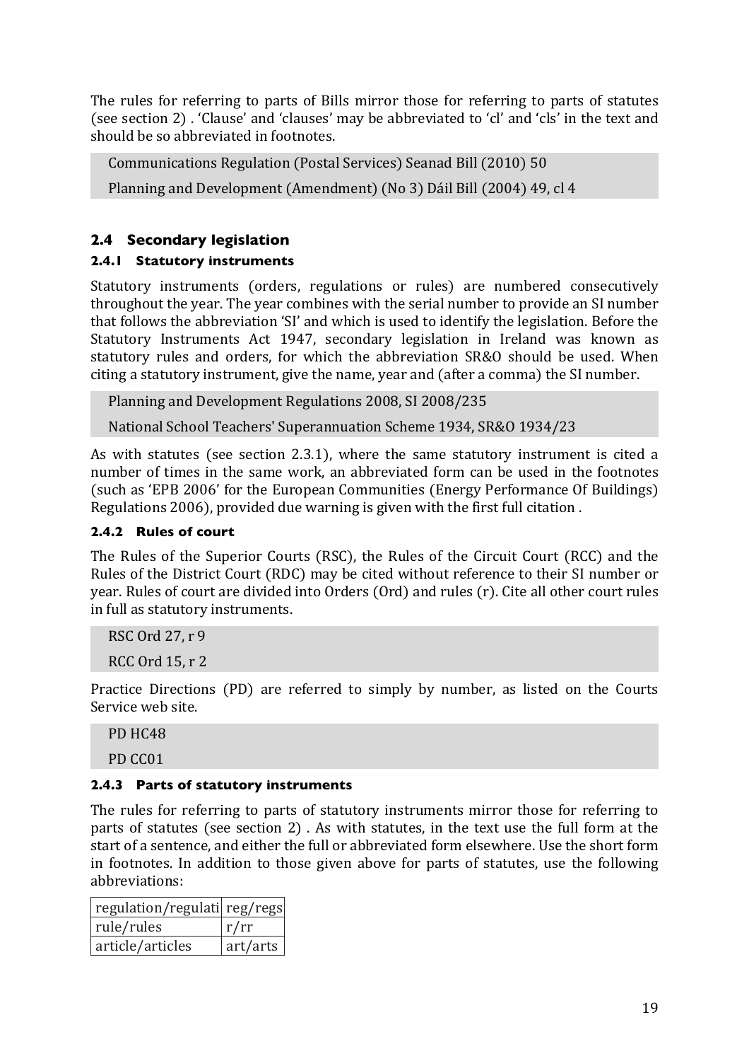The rules for referring to parts of Bills mirror those for referring to parts of statutes (see section 2) . 'Clause' and 'clauses' may be abbreviated to 'cl' and 'cls' in the text and should be so abbreviated in footnotes.

> Communications Regulation (Postal Services) Seanad Bill (2010) 50
>
> Planning and Development (Amendment) (No 3) Dáil Bill (2004) 49, cl 4

## 2.4 Secondary legislation

### 2.4.1 Statutory instruments

Statutory instruments (orders, regulations or rules) are numbered consecutively throughout the year. The year combines with the serial number to provide an SI number that follows the abbreviation 'SI' and which is used to identify the legislation. Before the Statutory Instruments Act 1947, secondary legislation in Ireland was known as statutory rules and orders, for which the abbreviation SR&O should be used. When citing a statutory instrument, give the name, year and (after a comma) the SI number.

> Planning and Development Regulations 2008, SI 2008/235
>
> National School Teachers' Superannuation Scheme 1934, SR&O 1934/23

As with statutes (see section 2.3.1), where the same statutory instrument is cited a number of times in the same work, an abbreviated form can be used in the footnotes (such as 'EPB 2006' for the European Communities (Energy Performance Of Buildings) Regulations 2006), provided due warning is given with the first full citation .

### 2.4.2 Rules of court

The Rules of the Superior Courts (RSC), the Rules of the Circuit Court (RCC) and the Rules of the District Court (RDC) may be cited without reference to their SI number or year. Rules of court are divided into Orders (Ord) and rules (r). Cite all other court rules in full as statutory instruments.

> RSC Ord 27, r 9
>
> RCC Ord 15, r 2

Practice Directions (PD) are referred to simply by number, as listed on the Courts Service web site.

> PD HC48
>
> PD CC01

### 2.4.3 Parts of statutory instruments

The rules for referring to parts of statutory instruments mirror those for referring to parts of statutes (see section 2) . As with statutes, in the text use the full form at the start of a sentence, and either the full or abbreviated form elsewhere. Use the short form in footnotes. In addition to those given above for parts of statutes, use the following abbreviations:

| regulation/regulati | reg/regs |
|---|---|
| rule/rules | r/rr |
| article/articles | art/arts |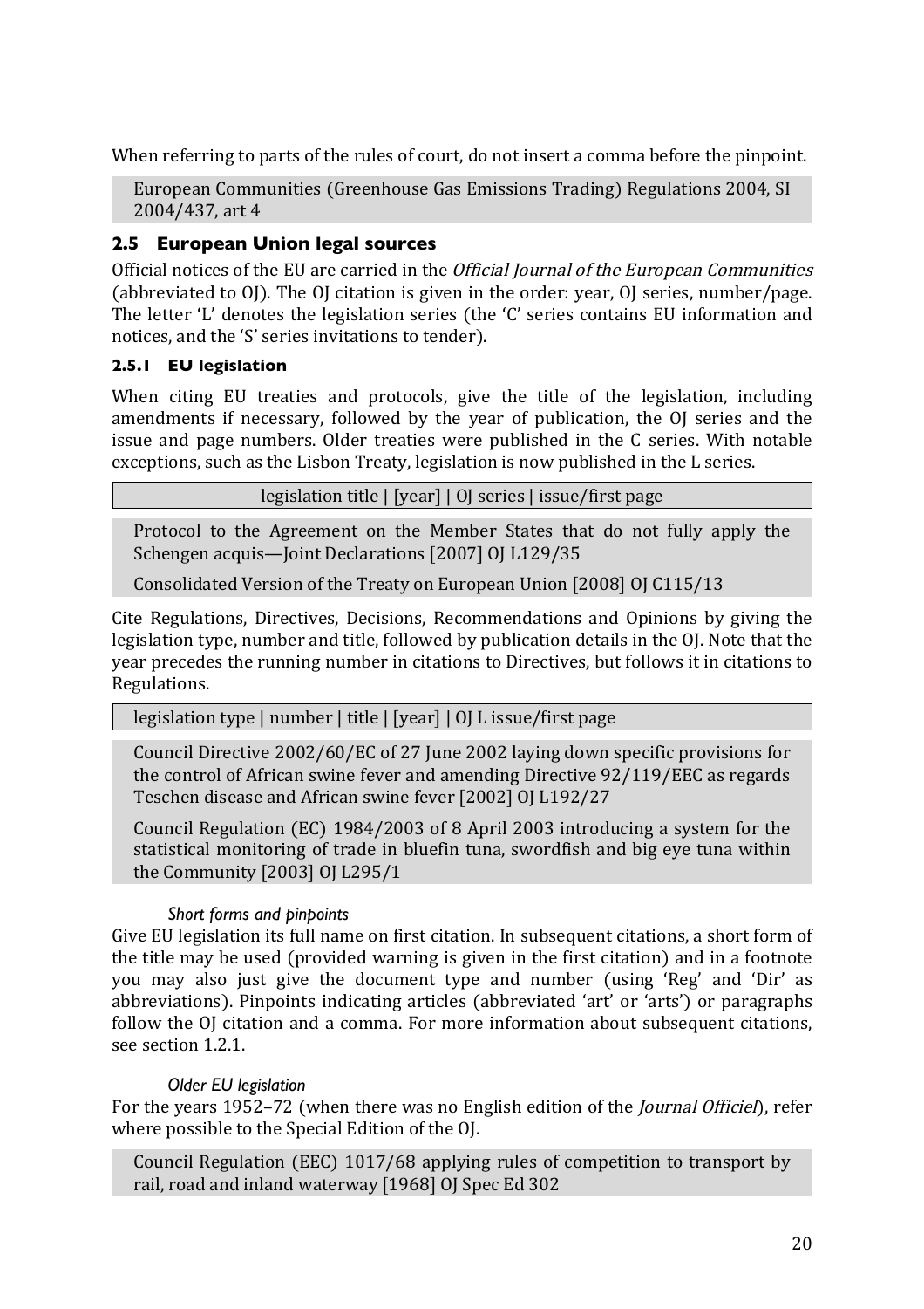When referring to parts of the rules of court, do not insert a comma before the pinpoint.

> European Communities (Greenhouse Gas Emissions Trading) Regulations 2004, SI 2004/437, art 4

## 2.5 European Union legal sources

Official notices of the EU are carried in the *Official Journal of the European Communities* (abbreviated to OJ). The OJ citation is given in the order: year, OJ series, number/page. The letter 'L' denotes the legislation series (the 'C' series contains EU information and notices, and the 'S' series invitations to tender).

### 2.5.1 EU legislation

When citing EU treaties and protocols, give the title of the legislation, including amendments if necessary, followed by the year of publication, the OJ series and the issue and page numbers. Older treaties were published in the C series. With notable exceptions, such as the Lisbon Treaty, legislation is now published in the L series.

| legislation title \| [year] \| OJ series \| issue/first page |
|---|

> Protocol to the Agreement on the Member States that do not fully apply the Schengen acquis—Joint Declarations [2007] OJ L129/35
>
> Consolidated Version of the Treaty on European Union [2008] OJ C115/13

Cite Regulations, Directives, Decisions, Recommendations and Opinions by giving the legislation type, number and title, followed by publication details in the OJ. Note that the year precedes the running number in citations to Directives, but follows it in citations to Regulations.

| legislation type \| number \| title \| [year] \| OJ L issue/first page |
|---|

> Council Directive 2002/60/EC of 27 June 2002 laying down specific provisions for the control of African swine fever and amending Directive 92/119/EEC as regards Teschen disease and African swine fever [2002] OJ L192/27
>
> Council Regulation (EC) 1984/2003 of 8 April 2003 introducing a system for the statistical monitoring of trade in bluefin tuna, swordfish and big eye tuna within the Community [2003] OJ L295/1

#### *Short forms and pinpoints*

Give EU legislation its full name on first citation. In subsequent citations, a short form of the title may be used (provided warning is given in the first citation) and in a footnote you may also just give the document type and number (using 'Reg' and 'Dir' as abbreviations). Pinpoints indicating articles (abbreviated 'art' or 'arts') or paragraphs follow the OJ citation and a comma. For more information about subsequent citations, see section 1.2.1.

#### *Older EU legislation*

For the years 1952–72 (when there was no English edition of the *Journal Officiel*), refer where possible to the Special Edition of the OJ.

> Council Regulation (EEC) 1017/68 applying rules of competition to transport by rail, road and inland waterway [1968] OJ Spec Ed 302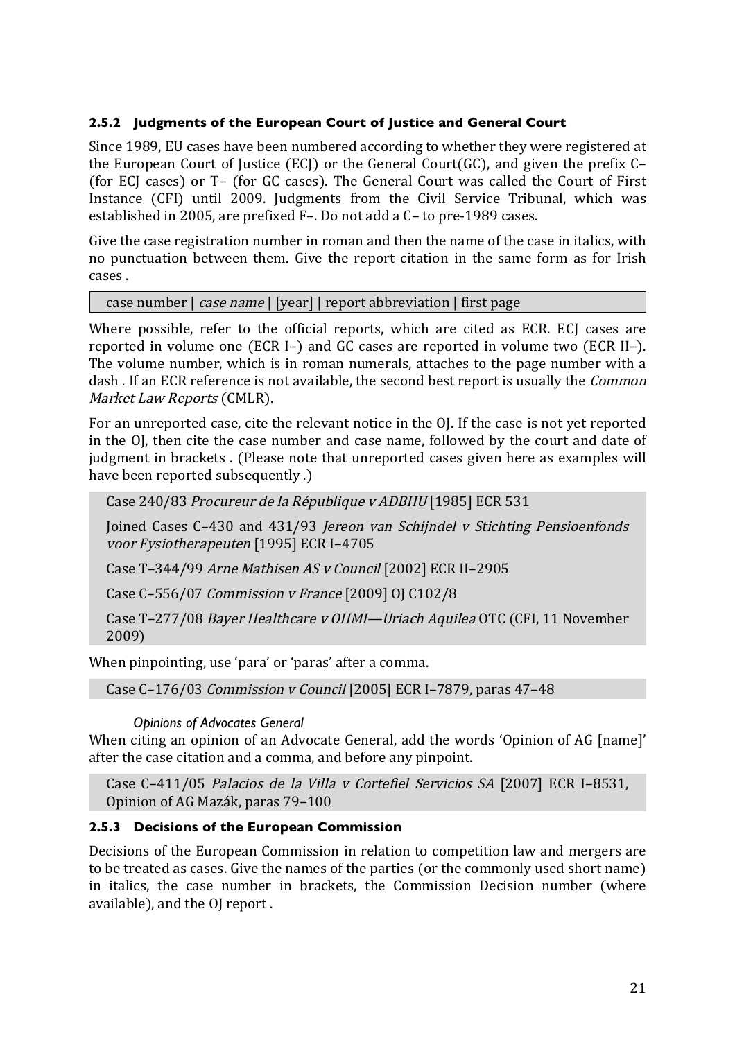### 2.5.2 Judgments of the European Court of Justice and General Court

Since 1989, EU cases have been numbered according to whether they were registered at the European Court of Justice (ECJ) or the General Court(GC), and given the prefix C– (for ECJ cases) or T– (for GC cases). The General Court was called the Court of First Instance (CFI) until 2009. Judgments from the Civil Service Tribunal, which was established in 2005, are prefixed F–. Do not add a C– to pre-1989 cases.

Give the case registration number in roman and then the name of the case in italics, with no punctuation between them. Give the report citation in the same form as for Irish cases .

case number | *case name* | [year] | report abbreviation | first page

Where possible, refer to the official reports, which are cited as ECR. ECJ cases are reported in volume one (ECR I–) and GC cases are reported in volume two (ECR II–). The volume number, which is in roman numerals, attaches to the page number with a dash . If an ECR reference is not available, the second best report is usually the *Common Market Law Reports* (CMLR).

For an unreported case, cite the relevant notice in the OJ. If the case is not yet reported in the OJ, then cite the case number and case name, followed by the court and date of judgment in brackets . (Please note that unreported cases given here as examples will have been reported subsequently .)

Case 240/83 *Procureur de la République v ADBHU* [1985] ECR 531

Joined Cases C–430 and 431/93 *Jereon van Schijndel v Stichting Pensioenfonds voor Fysiotherapeuten* [1995] ECR I–4705

Case T–344/99 *Arne Mathisen AS v Council* [2002] ECR II–2905

Case C–556/07 *Commission v France* [2009] OJ C102/8

Case T–277/08 *Bayer Healthcare v OHMI—Uriach Aquilea* OTC (CFI, 11 November 2009)

When pinpointing, use 'para' or 'paras' after a comma.

Case C–176/03 *Commission v Council* [2005] ECR I–7879, paras 47–48

*Opinions of Advocates General*

When citing an opinion of an Advocate General, add the words 'Opinion of AG [name]' after the case citation and a comma, and before any pinpoint.

Case C–411/05 *Palacios de la Villa v Cortefiel Servicios SA* [2007] ECR I–8531, Opinion of AG Mazák, paras 79–100

### 2.5.3 Decisions of the European Commission

Decisions of the European Commission in relation to competition law and mergers are to be treated as cases. Give the names of the parties (or the commonly used short name) in italics, the case number in brackets, the Commission Decision number (where available), and the OJ report .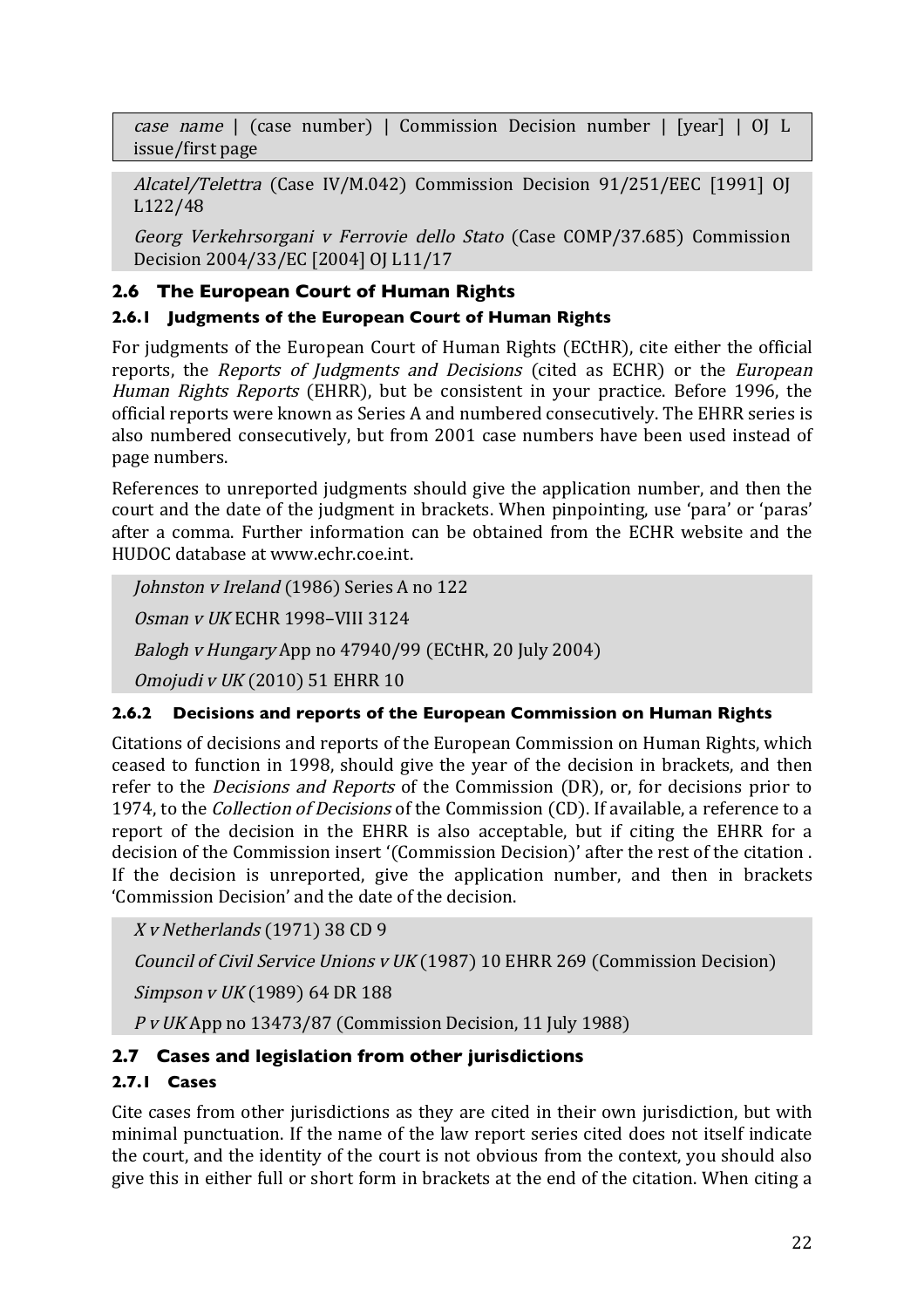*case name* | (case number) | Commission Decision number | [year] | OJ L issue/first page

*Alcatel/Telettra* (Case IV/M.042) Commission Decision 91/251/EEC [1991] OJ L122/48

*Georg Verkehrsorgani v Ferrovie dello Stato* (Case COMP/37.685) Commission Decision 2004/33/EC [2004] OJ L11/17

## 2.6 The European Court of Human Rights

### 2.6.1 Judgments of the European Court of Human Rights

For judgments of the European Court of Human Rights (ECtHR), cite either the official reports, the *Reports of Judgments and Decisions* (cited as ECHR) or the *European Human Rights Reports* (EHRR), but be consistent in your practice. Before 1996, the official reports were known as Series A and numbered consecutively. The EHRR series is also numbered consecutively, but from 2001 case numbers have been used instead of page numbers.

References to unreported judgments should give the application number, and then the court and the date of the judgment in brackets. When pinpointing, use 'para' or 'paras' after a comma. Further information can be obtained from the ECHR website and the HUDOC database at www.echr.coe.int.

*Johnston v Ireland* (1986) Series A no 122

*Osman v UK* ECHR 1998–VIII 3124

*Balogh v Hungary* App no 47940/99 (ECtHR, 20 July 2004)

*Omojudi v UK* (2010) 51 EHRR 10

### 2.6.2 Decisions and reports of the European Commission on Human Rights

Citations of decisions and reports of the European Commission on Human Rights, which ceased to function in 1998, should give the year of the decision in brackets, and then refer to the *Decisions and Reports* of the Commission (DR), or, for decisions prior to 1974, to the *Collection of Decisions* of the Commission (CD). If available, a reference to a report of the decision in the EHRR is also acceptable, but if citing the EHRR for a decision of the Commission insert '(Commission Decision)' after the rest of the citation . If the decision is unreported, give the application number, and then in brackets 'Commission Decision' and the date of the decision.

*X v Netherlands* (1971) 38 CD 9

*Council of Civil Service Unions v UK* (1987) 10 EHRR 269 (Commission Decision)

*Simpson v UK* (1989) 64 DR 188

*P v UK* App no 13473/87 (Commission Decision, 11 July 1988)

## 2.7 Cases and legislation from other jurisdictions

### 2.7.1 Cases

Cite cases from other jurisdictions as they are cited in their own jurisdiction, but with minimal punctuation. If the name of the law report series cited does not itself indicate the court, and the identity of the court is not obvious from the context, you should also give this in either full or short form in brackets at the end of the citation. When citing a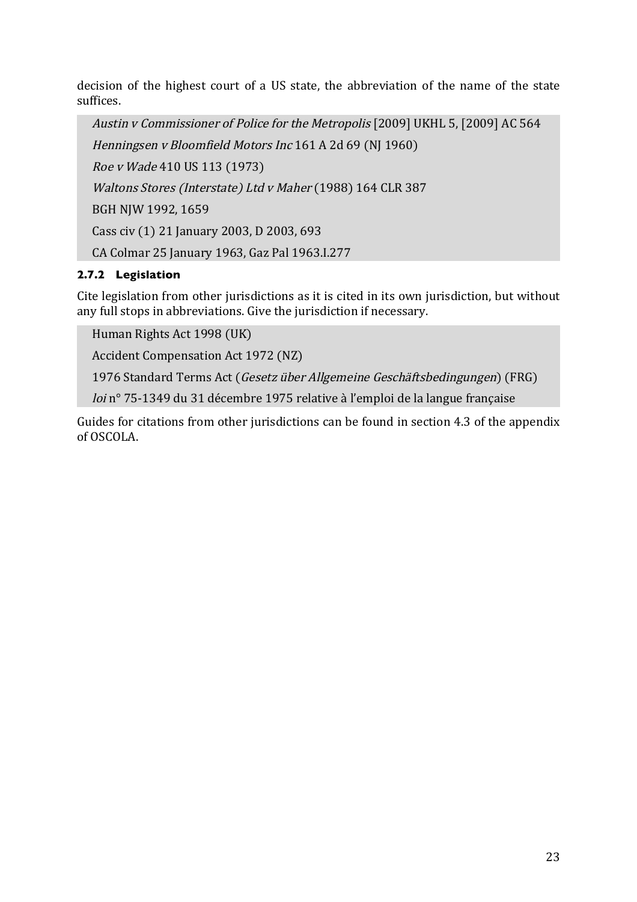decision of the highest court of a US state, the abbreviation of the name of the state suffices.

*Austin v Commissioner of Police for the Metropolis* [2009] UKHL 5, [2009] AC 564

*Henningsen v Bloomfield Motors Inc* 161 A 2d 69 (NJ 1960)

*Roe v Wade* 410 US 113 (1973)

*Waltons Stores (Interstate) Ltd v Maher* (1988) 164 CLR 387

BGH NJW 1992, 1659

Cass civ (1) 21 January 2003, D 2003, 693

CA Colmar 25 January 1963, Gaz Pal 1963.I.277

### 2.7.2 Legislation

Cite legislation from other jurisdictions as it is cited in its own jurisdiction, but without any full stops in abbreviations. Give the jurisdiction if necessary.

Human Rights Act 1998 (UK)

Accident Compensation Act 1972 (NZ)

1976 Standard Terms Act (*Gesetz über Allgemeine Geschäftsbedingungen*) (FRG)

*loi* n° 75-1349 du 31 décembre 1975 relative à l'emploi de la langue française

Guides for citations from other jurisdictions can be found in section 4.3 of the appendix of OSCOLA.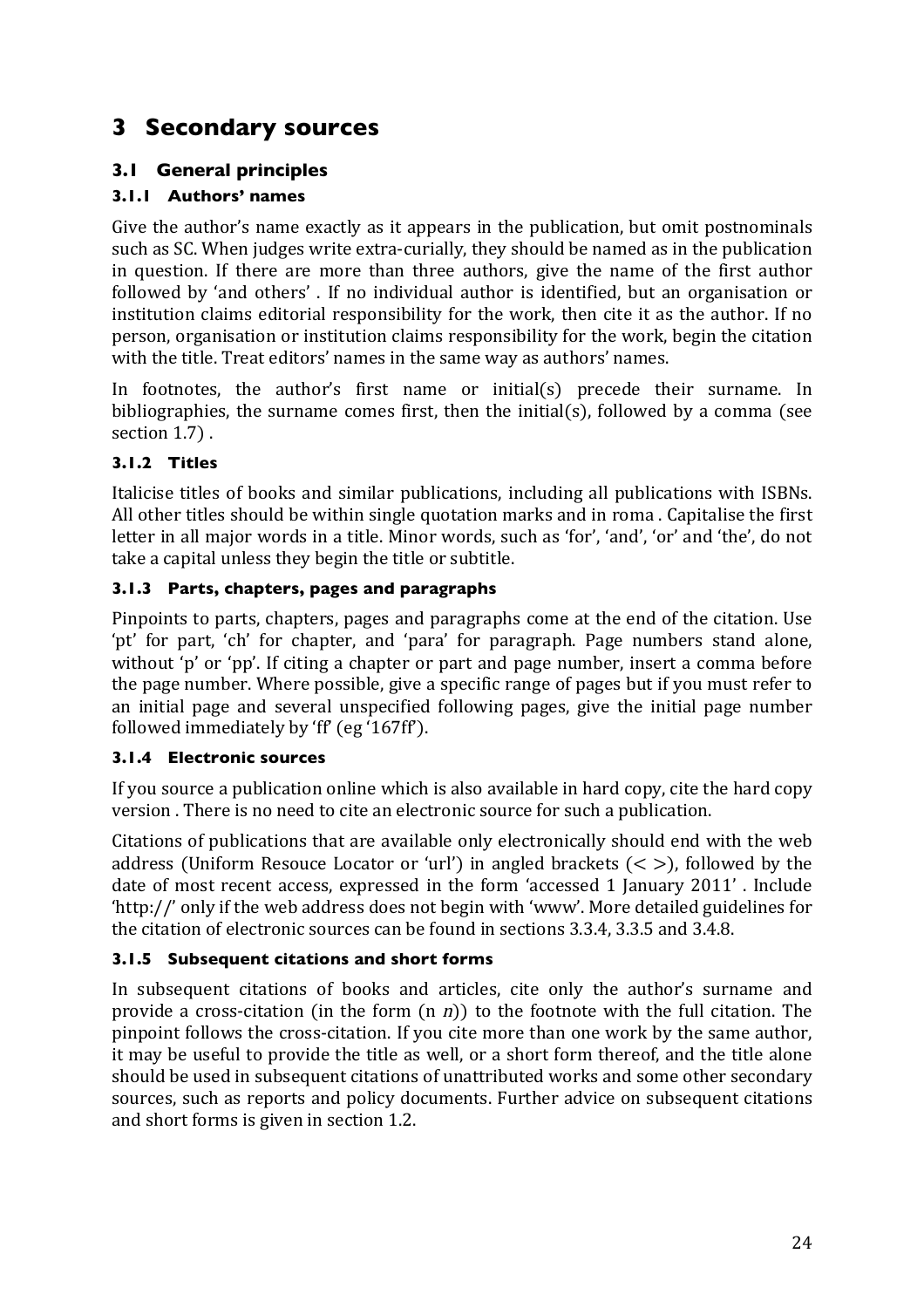# 3 Secondary sources

## 3.1 General principles

### 3.1.1 Authors' names

Give the author's name exactly as it appears in the publication, but omit postnominals such as SC. When judges write extra-curially, they should be named as in the publication in question. If there are more than three authors, give the name of the first author followed by 'and others' . If no individual author is identified, but an organisation or institution claims editorial responsibility for the work, then cite it as the author. If no person, organisation or institution claims responsibility for the work, begin the citation with the title. Treat editors' names in the same way as authors' names.

In footnotes, the author's first name or initial(s) precede their surname. In bibliographies, the surname comes first, then the initial(s), followed by a comma (see section 1.7) .

### 3.1.2 Titles

Italicise titles of books and similar publications, including all publications with ISBNs. All other titles should be within single quotation marks and in roma . Capitalise the first letter in all major words in a title. Minor words, such as 'for', 'and', 'or' and 'the', do not take a capital unless they begin the title or subtitle.

### 3.1.3 Parts, chapters, pages and paragraphs

Pinpoints to parts, chapters, pages and paragraphs come at the end of the citation. Use 'pt' for part, 'ch' for chapter, and 'para' for paragraph. Page numbers stand alone, without 'p' or 'pp'. If citing a chapter or part and page number, insert a comma before the page number. Where possible, give a specific range of pages but if you must refer to an initial page and several unspecified following pages, give the initial page number followed immediately by 'ff' (eg '167ff').

### 3.1.4 Electronic sources

If you source a publication online which is also available in hard copy, cite the hard copy version . There is no need to cite an electronic source for such a publication.

Citations of publications that are available only electronically should end with the web address (Uniform Resouce Locator or 'url') in angled brackets (< >), followed by the date of most recent access, expressed in the form 'accessed 1 January 2011' . Include 'http://' only if the web address does not begin with 'www'. More detailed guidelines for the citation of electronic sources can be found in sections 3.3.4, 3.3.5 and 3.4.8.

### 3.1.5 Subsequent citations and short forms

In subsequent citations of books and articles, cite only the author's surname and provide a cross-citation (in the form (n *n*)) to the footnote with the full citation. The pinpoint follows the cross-citation. If you cite more than one work by the same author, it may be useful to provide the title as well, or a short form thereof, and the title alone should be used in subsequent citations of unattributed works and some other secondary sources, such as reports and policy documents. Further advice on subsequent citations and short forms is given in section 1.2.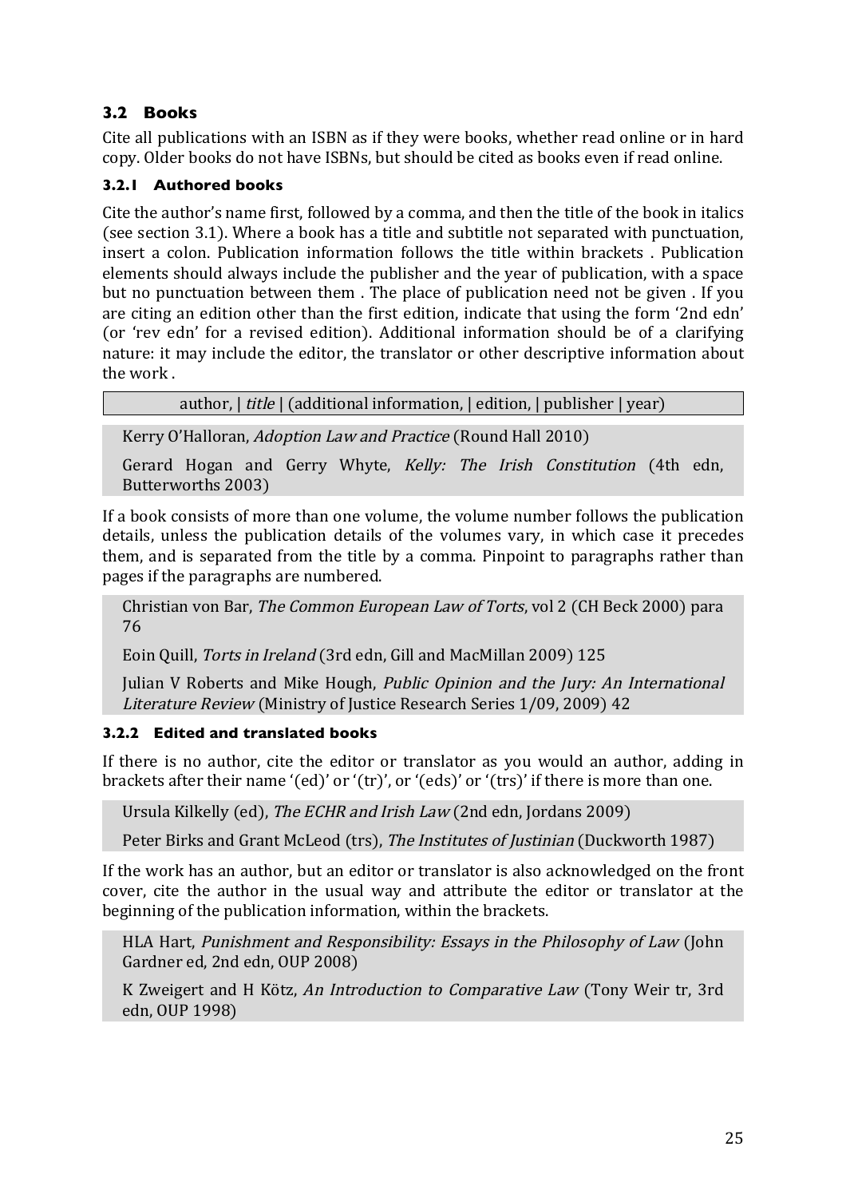### 3.2 Books

Cite all publications with an ISBN as if they were books, whether read online or in hard copy. Older books do not have ISBNs, but should be cited as books even if read online.

#### 3.2.1 Authored books

Cite the author's name first, followed by a comma, and then the title of the book in italics (see section 3.1). Where a book has a title and subtitle not separated with punctuation, insert a colon. Publication information follows the title within brackets . Publication elements should always include the publisher and the year of publication, with a space but no punctuation between them . The place of publication need not be given . If you are citing an edition other than the first edition, indicate that using the form '2nd edn' (or 'rev edn' for a revised edition). Additional information should be of a clarifying nature: it may include the editor, the translator or other descriptive information about the work .

> author, | *title* | (additional information, | edition, | publisher | year)

> Kerry O'Halloran, *Adoption Law and Practice* (Round Hall 2010)
>
> Gerard Hogan and Gerry Whyte, *Kelly: The Irish Constitution* (4th edn, Butterworths 2003)

If a book consists of more than one volume, the volume number follows the publication details, unless the publication details of the volumes vary, in which case it precedes them, and is separated from the title by a comma. Pinpoint to paragraphs rather than pages if the paragraphs are numbered.

> Christian von Bar, *The Common European Law of Torts*, vol 2 (CH Beck 2000) para 76
>
> Eoin Quill, *Torts in Ireland* (3rd edn, Gill and MacMillan 2009) 125
>
> Julian V Roberts and Mike Hough, *Public Opinion and the Jury: An International Literature Review* (Ministry of Justice Research Series 1/09, 2009) 42

#### 3.2.2 Edited and translated books

If there is no author, cite the editor or translator as you would an author, adding in brackets after their name '(ed)' or '(tr)', or '(eds)' or '(trs)' if there is more than one.

> Ursula Kilkelly (ed), *The ECHR and Irish Law* (2nd edn, Jordans 2009)
>
> Peter Birks and Grant McLeod (trs), *The Institutes of Justinian* (Duckworth 1987)

If the work has an author, but an editor or translator is also acknowledged on the front cover, cite the author in the usual way and attribute the editor or translator at the beginning of the publication information, within the brackets.

> HLA Hart, *Punishment and Responsibility: Essays in the Philosophy of Law* (John Gardner ed, 2nd edn, OUP 2008)
>
> K Zweigert and H Kötz, *An Introduction to Comparative Law* (Tony Weir tr, 3rd edn, OUP 1998)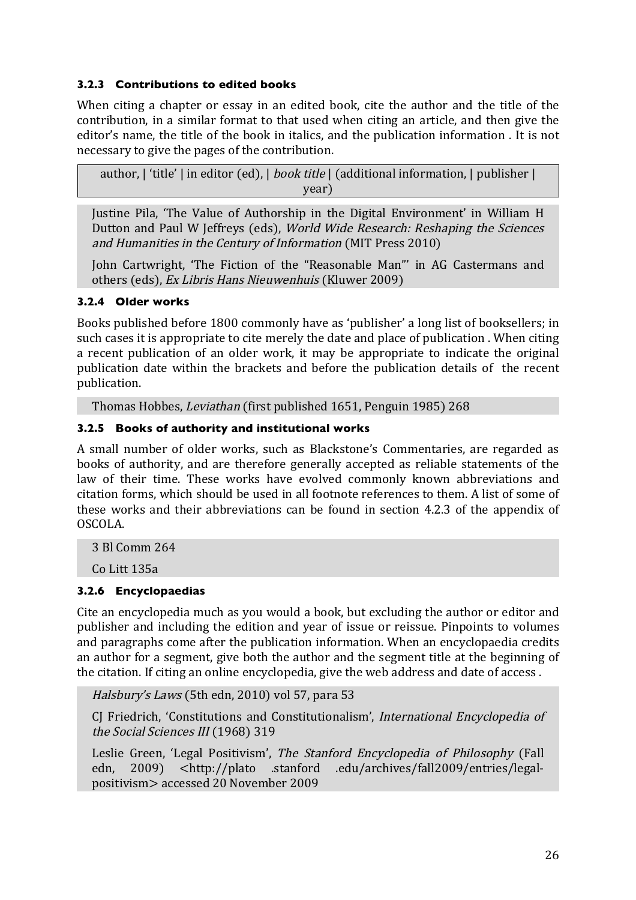### 3.2.3 Contributions to edited books

When citing a chapter or essay in an edited book, cite the author and the title of the contribution, in a similar format to that used when citing an article, and then give the editor's name, the title of the book in italics, and the publication information . It is not necessary to give the pages of the contribution.

author, | 'title' | in editor (ed), | *book title* | (additional information, | publisher | year)

Justine Pila, 'The Value of Authorship in the Digital Environment' in William H Dutton and Paul W Jeffreys (eds), *World Wide Research: Reshaping the Sciences and Humanities in the Century of Information* (MIT Press 2010)

John Cartwright, 'The Fiction of the "Reasonable Man"' in AG Castermans and others (eds), *Ex Libris Hans Nieuwenhuis* (Kluwer 2009)

### 3.2.4 Older works

Books published before 1800 commonly have as 'publisher' a long list of booksellers; in such cases it is appropriate to cite merely the date and place of publication . When citing a recent publication of an older work, it may be appropriate to indicate the original publication date within the brackets and before the publication details of the recent publication.

Thomas Hobbes, *Leviathan* (first published 1651, Penguin 1985) 268

### 3.2.5 Books of authority and institutional works

A small number of older works, such as Blackstone's Commentaries, are regarded as books of authority, and are therefore generally accepted as reliable statements of the law of their time. These works have evolved commonly known abbreviations and citation forms, which should be used in all footnote references to them. A list of some of these works and their abbreviations can be found in section 4.2.3 of the appendix of OSCOLA.

3 Bl Comm 264

Co Litt 135a

### 3.2.6 Encyclopaedias

Cite an encyclopedia much as you would a book, but excluding the author or editor and publisher and including the edition and year of issue or reissue. Pinpoints to volumes and paragraphs come after the publication information. When an encyclopaedia credits an author for a segment, give both the author and the segment title at the beginning of the citation. If citing an online encyclopedia, give the web address and date of access .

*Halsbury's Laws* (5th edn, 2010) vol 57, para 53

CJ Friedrich, 'Constitutions and Constitutionalism', *International Encyclopedia of the Social Sciences III* (1968) 319

Leslie Green, 'Legal Positivism', *The Stanford Encyclopedia of Philosophy* (Fall edn, 2009) <http://plato .stanford .edu/archives/fall2009/entries/legal-positivism> accessed 20 November 2009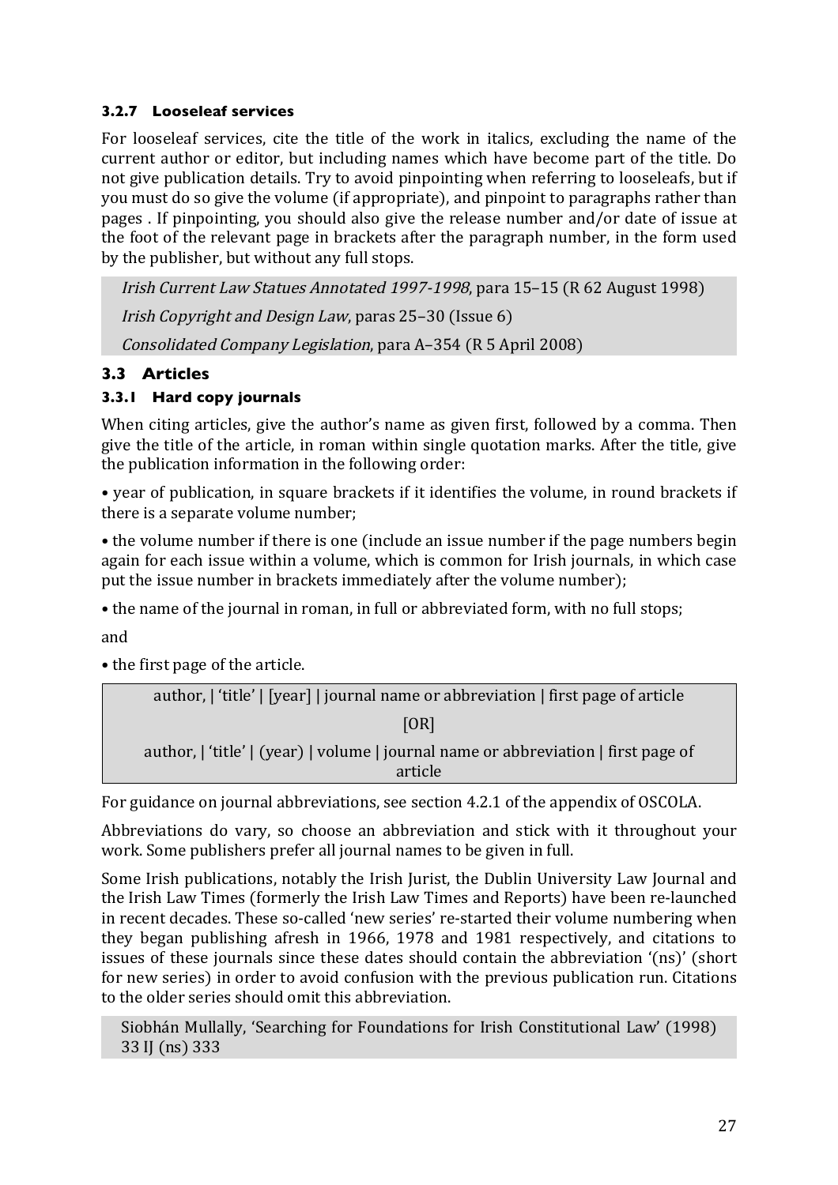### 3.2.7 Looseleaf services

For looseleaf services, cite the title of the work in italics, excluding the name of the current author or editor, but including names which have become part of the title. Do not give publication details. Try to avoid pinpointing when referring to looseleafs, but if you must do so give the volume (if appropriate), and pinpoint to paragraphs rather than pages . If pinpointing, you should also give the release number and/or date of issue at the foot of the relevant page in brackets after the paragraph number, in the form used by the publisher, but without any full stops.

> *Irish Current Law Statues Annotated 1997-1998*, para 15–15 (R 62 August 1998)
>
> *Irish Copyright and Design Law*, paras 25–30 (Issue 6)
>
> *Consolidated Company Legislation*, para A–354 (R 5 April 2008)

## 3.3 Articles

### 3.3.1 Hard copy journals

When citing articles, give the author's name as given first, followed by a comma. Then give the title of the article, in roman within single quotation marks. After the title, give the publication information in the following order:

• year of publication, in square brackets if it identifies the volume, in round brackets if there is a separate volume number;

• the volume number if there is one (include an issue number if the page numbers begin again for each issue within a volume, which is common for Irish journals, in which case put the issue number in brackets immediately after the volume number);

• the name of the journal in roman, in full or abbreviated form, with no full stops;

and

• the first page of the article.

> author, | 'title' | [year] | journal name or abbreviation | first page of article
>
> [OR]
>
> author, | 'title' | (year) | volume | journal name or abbreviation | first page of article

For guidance on journal abbreviations, see section 4.2.1 of the appendix of OSCOLA.

Abbreviations do vary, so choose an abbreviation and stick with it throughout your work. Some publishers prefer all journal names to be given in full.

Some Irish publications, notably the Irish Jurist, the Dublin University Law Journal and the Irish Law Times (formerly the Irish Law Times and Reports) have been re-launched in recent decades. These so-called 'new series' re-started their volume numbering when they began publishing afresh in 1966, 1978 and 1981 respectively, and citations to issues of these journals since these dates should contain the abbreviation '(ns)' (short for new series) in order to avoid confusion with the previous publication run. Citations to the older series should omit this abbreviation.

> Siobhán Mullally, 'Searching for Foundations for Irish Constitutional Law' (1998) 33 IJ (ns) 333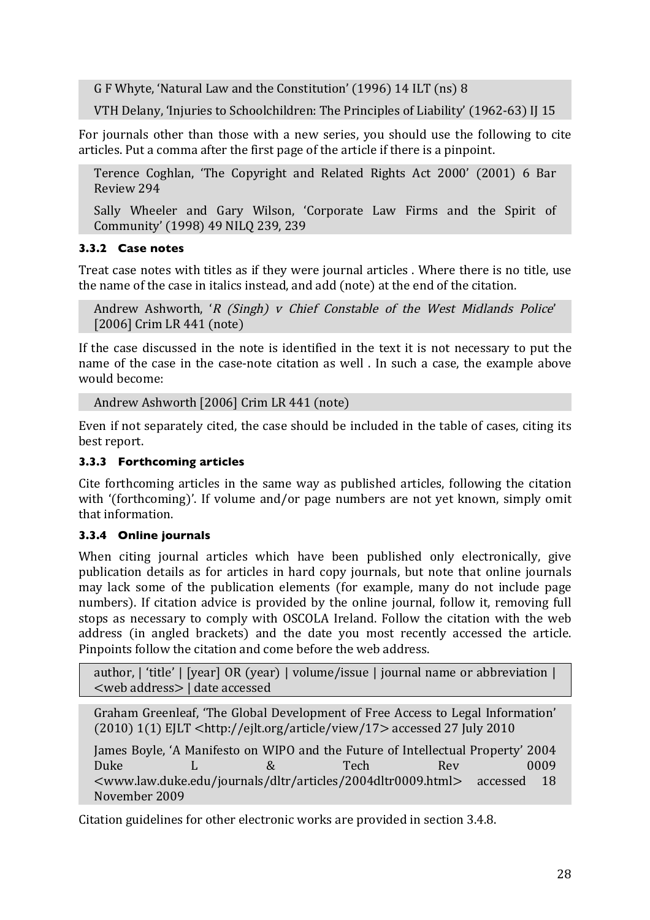G F Whyte, 'Natural Law and the Constitution' (1996) 14 ILT (ns) 8

VTH Delany, 'Injuries to Schoolchildren: The Principles of Liability' (1962-63) IJ 15

For journals other than those with a new series, you should use the following to cite articles. Put a comma after the first page of the article if there is a pinpoint.

Terence Coghlan, 'The Copyright and Related Rights Act 2000' (2001) 6 Bar Review 294

Sally Wheeler and Gary Wilson, 'Corporate Law Firms and the Spirit of Community' (1998) 49 NILQ 239, 239

#### 3.3.2 Case notes

Treat case notes with titles as if they were journal articles . Where there is no title, use the name of the case in italics instead, and add (note) at the end of the citation.

Andrew Ashworth, '*R (Singh) v Chief Constable of the West Midlands Police*' [2006] Crim LR 441 (note)

If the case discussed in the note is identified in the text it is not necessary to put the name of the case in the case-note citation as well . In such a case, the example above would become:

Andrew Ashworth [2006] Crim LR 441 (note)

Even if not separately cited, the case should be included in the table of cases, citing its best report.

#### 3.3.3 Forthcoming articles

Cite forthcoming articles in the same way as published articles, following the citation with '(forthcoming)'. If volume and/or page numbers are not yet known, simply omit that information.

#### 3.3.4 Online journals

When citing journal articles which have been published only electronically, give publication details as for articles in hard copy journals, but note that online journals may lack some of the publication elements (for example, many do not include page numbers). If citation advice is provided by the online journal, follow it, removing full stops as necessary to comply with OSCOLA Ireland. Follow the citation with the web address (in angled brackets) and the date you most recently accessed the article. Pinpoints follow the citation and come before the web address.

author, | 'title' | [year] OR (year) | volume/issue | journal name or abbreviation | <web address> | date accessed

Graham Greenleaf, 'The Global Development of Free Access to Legal Information' (2010) 1(1) EJLT <http://ejlt.org/article/view/17> accessed 27 July 2010

James Boyle, 'A Manifesto on WIPO and the Future of Intellectual Property' 2004 Duke L & Tech Rev 0009 <www.law.duke.edu/journals/dltr/articles/2004dltr0009.html> accessed 18 November 2009

Citation guidelines for other electronic works are provided in section 3.4.8.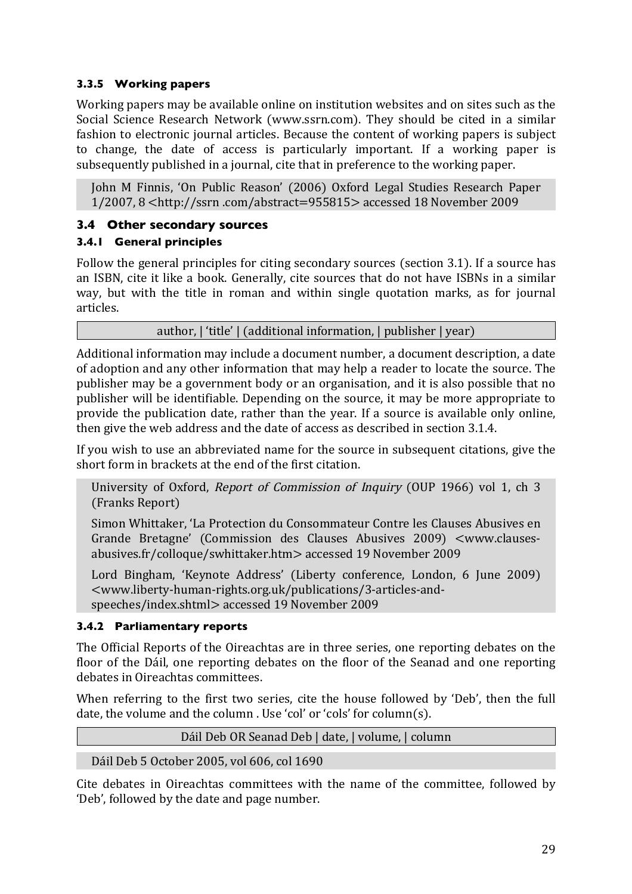### 3.3.5 Working papers

Working papers may be available online on institution websites and on sites such as the Social Science Research Network (www.ssrn.com). They should be cited in a similar fashion to electronic journal articles. Because the content of working papers is subject to change, the date of access is particularly important. If a working paper is subsequently published in a journal, cite that in preference to the working paper.

> John M Finnis, 'On Public Reason' (2006) Oxford Legal Studies Research Paper 1/2007, 8 <http://ssrn .com/abstract=955815> accessed 18 November 2009

## 3.4 Other secondary sources

### 3.4.1 General principles

Follow the general principles for citing secondary sources (section 3.1). If a source has an ISBN, cite it like a book. Generally, cite sources that do not have ISBNs in a similar way, but with the title in roman and within single quotation marks, as for journal articles.

| author, \| 'title' \| (additional information, \| publisher \| year) |
|---|

Additional information may include a document number, a document description, a date of adoption and any other information that may help a reader to locate the source. The publisher may be a government body or an organisation, and it is also possible that no publisher will be identifiable. Depending on the source, it may be more appropriate to provide the publication date, rather than the year. If a source is available only online, then give the web address and the date of access as described in section 3.1.4.

If you wish to use an abbreviated name for the source in subsequent citations, give the short form in brackets at the end of the first citation.

> University of Oxford, *Report of Commission of Inquiry* (OUP 1966) vol 1, ch 3 (Franks Report)
>
> Simon Whittaker, 'La Protection du Consommateur Contre les Clauses Abusives en Grande Bretagne' (Commission des Clauses Abusives 2009) <www.clauses-abusives.fr/colloque/swhittaker.htm> accessed 19 November 2009
>
> Lord Bingham, 'Keynote Address' (Liberty conference, London, 6 June 2009) <www.liberty-human-rights.org.uk/publications/3-articles-and-speeches/index.shtml> accessed 19 November 2009

### 3.4.2 Parliamentary reports

The Official Reports of the Oireachtas are in three series, one reporting debates on the floor of the Dáil, one reporting debates on the floor of the Seanad and one reporting debates in Oireachtas committees.

When referring to the first two series, cite the house followed by 'Deb', then the full date, the volume and the column . Use 'col' or 'cols' for column(s).

| Dáil Deb OR Seanad Deb \| date, \| volume, \| column |
|---|

> Dáil Deb 5 October 2005, vol 606, col 1690

Cite debates in Oireachtas committees with the name of the committee, followed by 'Deb', followed by the date and page number.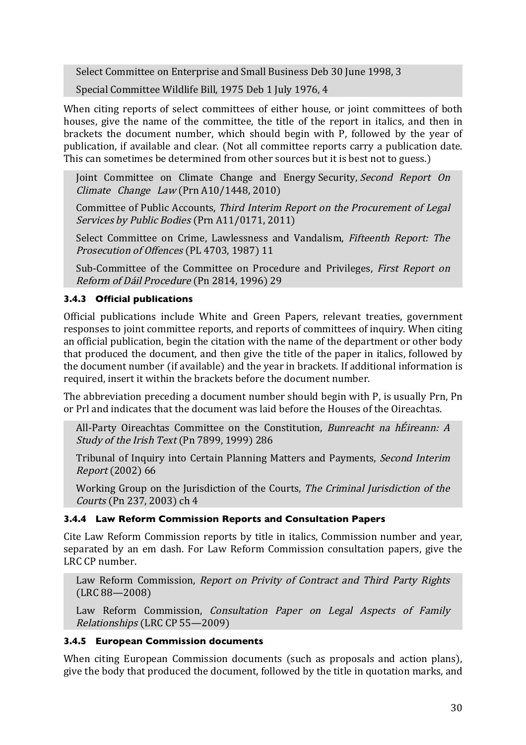Select Committee on Enterprise and Small Business Deb 30 June 1998, 3

Special Committee Wildlife Bill, 1975 Deb 1 July 1976, 4

When citing reports of select committees of either house, or joint committees of both houses, give the name of the committee, the title of the report in italics, and then in brackets the document number, which should begin with P, followed by the year of publication, if available and clear. (Not all committee reports carry a publication date. This can sometimes be determined from other sources but it is best not to guess.)

Joint Committee on Climate Change and Energy Security, *Second Report On Climate Change Law* (Prn A10/1448, 2010)

Committee of Public Accounts, *Third Interim Report on the Procurement of Legal Services by Public Bodies* (Prn A11/0171, 2011)

Select Committee on Crime, Lawlessness and Vandalism, *Fifteenth Report: The Prosecution of Offences* (PL 4703, 1987) 11

Sub-Committee of the Committee on Procedure and Privileges, *First Report on Reform of Dáil Procedure* (Pn 2814, 1996) 29

#### 3.4.3 Official publications

Official publications include White and Green Papers, relevant treaties, government responses to joint committee reports, and reports of committees of inquiry. When citing an official publication, begin the citation with the name of the department or other body that produced the document, and then give the title of the paper in italics, followed by the document number (if available) and the year in brackets. If additional information is required, insert it within the brackets before the document number.

The abbreviation preceding a document number should begin with P, is usually Prn, Pn or Prl and indicates that the document was laid before the Houses of the Oireachtas.

All-Party Oireachtas Committee on the Constitution, *Bunreacht na hÉireann: A Study of the Irish Text* (Pn 7899, 1999) 286

Tribunal of Inquiry into Certain Planning Matters and Payments, *Second Interim Report* (2002) 66

Working Group on the Jurisdiction of the Courts, *The Criminal Jurisdiction of the Courts* (Pn 237, 2003) ch 4

#### 3.4.4 Law Reform Commission Reports and Consultation Papers

Cite Law Reform Commission reports by title in italics, Commission number and year, separated by an em dash. For Law Reform Commission consultation papers, give the LRC CP number.

Law Reform Commission, *Report on Privity of Contract and Third Party Rights* (LRC 88—2008)

Law Reform Commission, *Consultation Paper on Legal Aspects of Family Relationships* (LRC CP 55—2009)

#### 3.4.5 European Commission documents

When citing European Commission documents (such as proposals and action plans), give the body that produced the document, followed by the title in quotation marks, and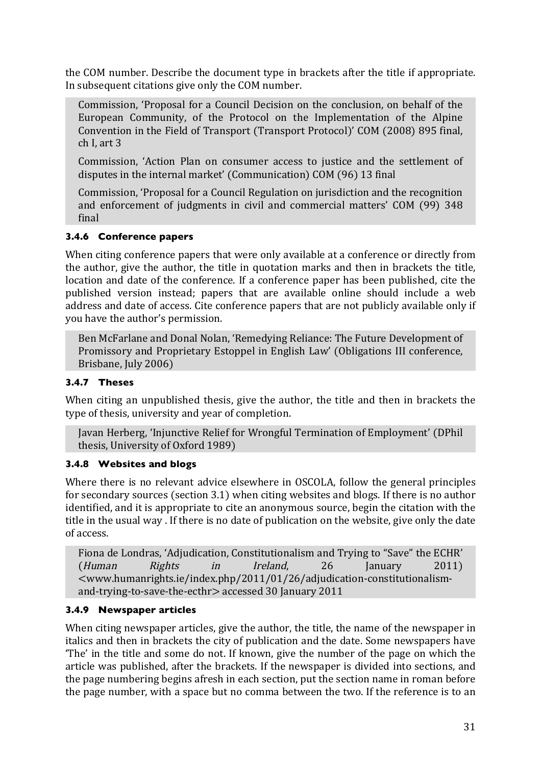the COM number. Describe the document type in brackets after the title if appropriate. In subsequent citations give only the COM number.

> Commission, 'Proposal for a Council Decision on the conclusion, on behalf of the European Community, of the Protocol on the Implementation of the Alpine Convention in the Field of Transport (Transport Protocol)' COM (2008) 895 final, ch I, art 3
>
> Commission, 'Action Plan on consumer access to justice and the settlement of disputes in the internal market' (Communication) COM (96) 13 final
>
> Commission, 'Proposal for a Council Regulation on jurisdiction and the recognition and enforcement of judgments in civil and commercial matters' COM (99) 348 final

### 3.4.6 Conference papers

When citing conference papers that were only available at a conference or directly from the author, give the author, the title in quotation marks and then in brackets the title, location and date of the conference. If a conference paper has been published, cite the published version instead; papers that are available online should include a web address and date of access. Cite conference papers that are not publicly available only if you have the author's permission.

> Ben McFarlane and Donal Nolan, 'Remedying Reliance: The Future Development of Promissory and Proprietary Estoppel in English Law' (Obligations III conference, Brisbane, July 2006)

### 3.4.7 Theses

When citing an unpublished thesis, give the author, the title and then in brackets the type of thesis, university and year of completion.

> Javan Herberg, 'Injunctive Relief for Wrongful Termination of Employment' (DPhil thesis, University of Oxford 1989)

### 3.4.8 Websites and blogs

Where there is no relevant advice elsewhere in OSCOLA, follow the general principles for secondary sources (section 3.1) when citing websites and blogs. If there is no author identified, and it is appropriate to cite an anonymous source, begin the citation with the title in the usual way . If there is no date of publication on the website, give only the date of access.

> Fiona de Londras, 'Adjudication, Constitutionalism and Trying to "Save" the ECHR' (*Human Rights in Ireland*, 26 January 2011) <www.humanrights.ie/index.php/2011/01/26/adjudication-constitutionalism-and-trying-to-save-the-ecthr> accessed 30 January 2011

### 3.4.9 Newspaper articles

When citing newspaper articles, give the author, the title, the name of the newspaper in italics and then in brackets the city of publication and the date. Some newspapers have 'The' in the title and some do not. If known, give the number of the page on which the article was published, after the brackets. If the newspaper is divided into sections, and the page numbering begins afresh in each section, put the section name in roman before the page number, with a space but no comma between the two. If the reference is to an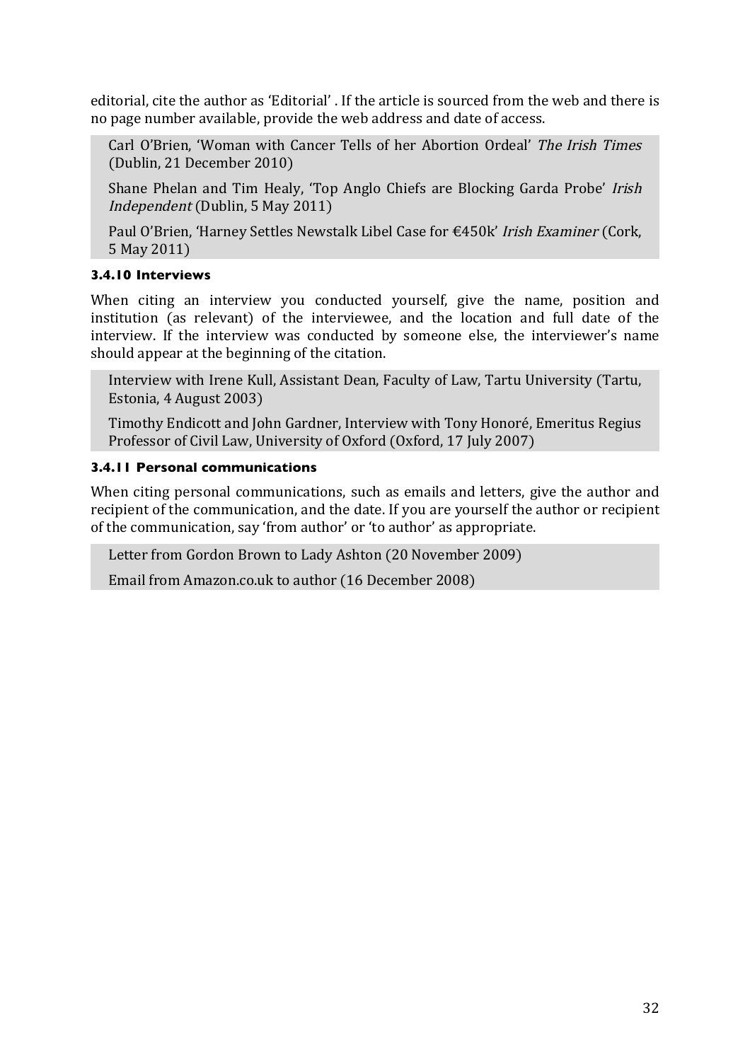editorial, cite the author as 'Editorial' . If the article is sourced from the web and there is no page number available, provide the web address and date of access.

> Carl O'Brien, 'Woman with Cancer Tells of her Abortion Ordeal' *The Irish Times* (Dublin, 21 December 2010)
>
> Shane Phelan and Tim Healy, 'Top Anglo Chiefs are Blocking Garda Probe' *Irish Independent* (Dublin, 5 May 2011)
>
> Paul O'Brien, 'Harney Settles Newstalk Libel Case for €450k' *Irish Examiner* (Cork, 5 May 2011)

#### 3.4.10 Interviews

When citing an interview you conducted yourself, give the name, position and institution (as relevant) of the interviewee, and the location and full date of the interview. If the interview was conducted by someone else, the interviewer's name should appear at the beginning of the citation.

> Interview with Irene Kull, Assistant Dean, Faculty of Law, Tartu University (Tartu, Estonia, 4 August 2003)
>
> Timothy Endicott and John Gardner, Interview with Tony Honoré, Emeritus Regius Professor of Civil Law, University of Oxford (Oxford, 17 July 2007)

#### 3.4.11 Personal communications

When citing personal communications, such as emails and letters, give the author and recipient of the communication, and the date. If you are yourself the author or recipient of the communication, say 'from author' or 'to author' as appropriate.

> Letter from Gordon Brown to Lady Ashton (20 November 2009)
>
> Email from Amazon.co.uk to author (16 December 2008)